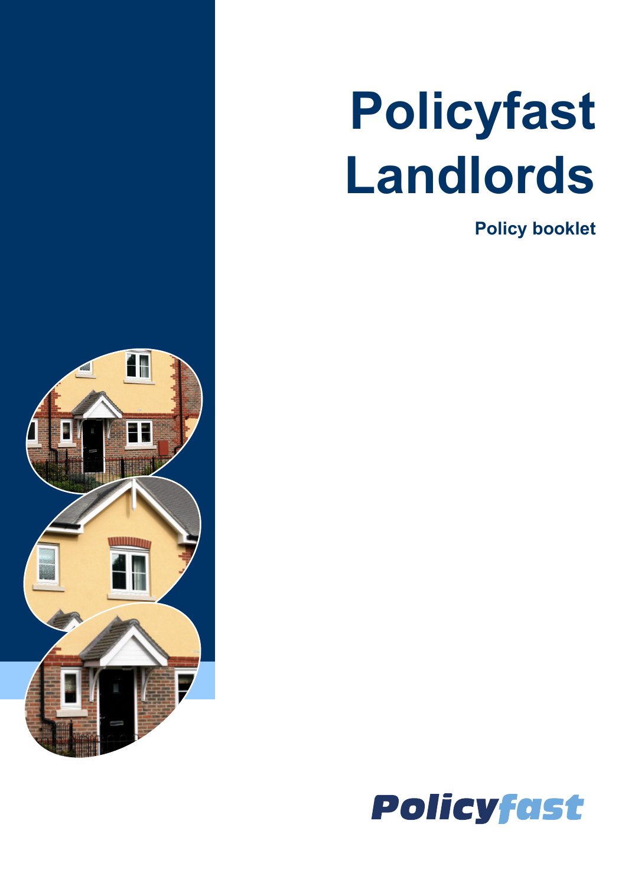# Policyfast Landlords

**Policy booklet**

Policyfast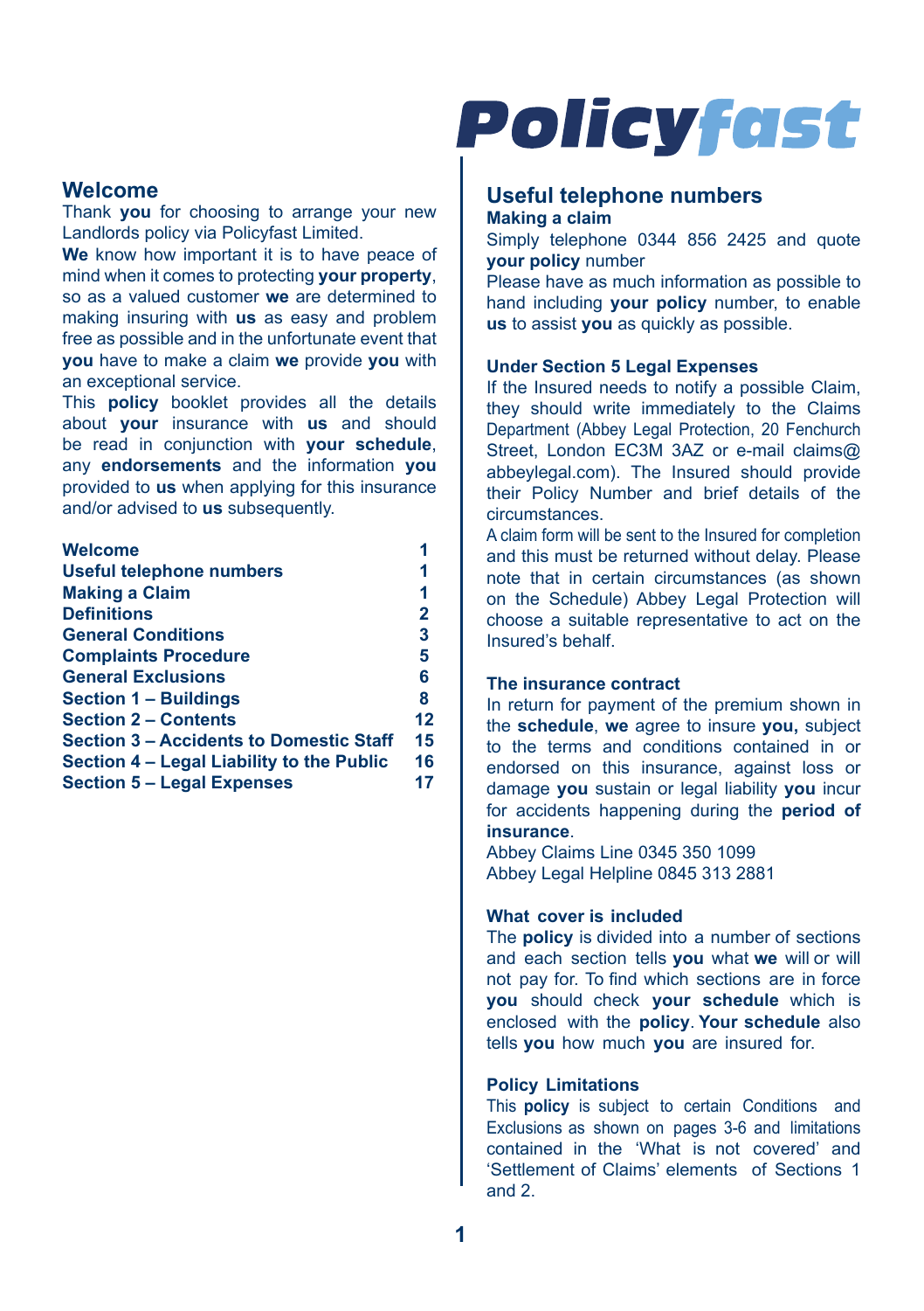## Welcome

Thank **you** for choosing to arrange your new Landlords policy via Policyfast Limited.

**We** know how important it is to have peace of mind when it comes to protecting **your property**, so as a valued customer **we** are determined to making insuring with **us** as easy and problem free as possible and in the unfortunate event that **you** have to make a claim **we** provide **you** with an exceptional service.

This **policy** booklet provides all the details about **your** insurance with **us** and should be read in conjunction with **your schedule**, any **endorsements** and the information **you** provided to **us** when applying for this insurance and/or advised to **us** subsequently.

| | |
|---|---|
| **Welcome** | **1** |
| **Useful telephone numbers** | **1** |
| **Making a Claim** | **1** |
| **Definitions** | **2** |
| **General Conditions** | **3** |
| **Complaints Procedure** | **5** |
| **General Exclusions** | **6** |
| **Section 1 – Buildings** | **8** |
| **Section 2 – Contents** | **12** |
| **Section 3 – Accidents to Domestic Staff** | **15** |
| **Section 4 – Legal Liability to the Public** | **16** |
| **Section 5 – Legal Expenses** | **17** |

# Policyfast

## Useful telephone numbers

**Making a claim**

Simply telephone 0344 856 2425 and quote **your policy** number

Please have as much information as possible to hand including **your policy** number, to enable **us** to assist **you** as quickly as possible.

**Under Section 5 Legal Expenses**

If the Insured needs to notify a possible Claim, they should write immediately to the Claims Department (Abbey Legal Protection, 20 Fenchurch Street, London EC3M 3AZ or e-mail claims@abbeylegal.com). The Insured should provide their Policy Number and brief details of the circumstances.

A claim form will be sent to the Insured for completion and this must be returned without delay. Please note that in certain circumstances (as shown on the Schedule) Abbey Legal Protection will choose a suitable representative to act on the Insured's behalf.

**The insurance contract**

In return for payment of the premium shown in the **schedule**, **we** agree to insure **you,** subject to the terms and conditions contained in or endorsed on this insurance, against loss or damage **you** sustain or legal liability **you** incur for accidents happening during the **period of insurance**.

Abbey Claims Line 0345 350 1099

Abbey Legal Helpline 0845 313 2881

**What cover is included**

The **policy** is divided into a number of sections and each section tells **you** what **we** will or will not pay for. To find which sections are in force **you** should check **your schedule** which is enclosed with the **policy**. **Your schedule** also tells **you** how much **you** are insured for.

**Policy Limitations**

This **policy** is subject to certain Conditions and Exclusions as shown on pages 3-6 and limitations contained in the 'What is not covered' and 'Settlement of Claims' elements of Sections 1 and 2.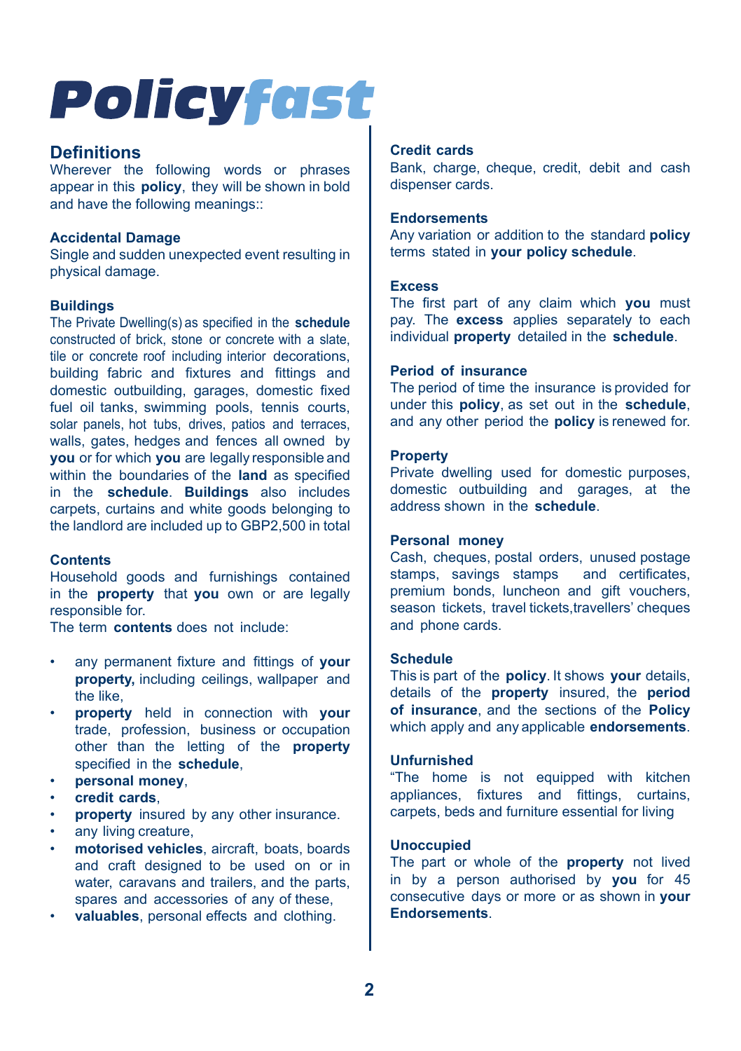# Policyfast

## Definitions

Wherever the following words or phrases appear in this **policy**, they will be shown in bold and have the following meanings::

### Accidental Damage

Single and sudden unexpected event resulting in physical damage.

### Buildings

The Private Dwelling(s) as specified in the **schedule** constructed of brick, stone or concrete with a slate, tile or concrete roof including interior decorations, building fabric and fixtures and fittings and domestic outbuilding, garages, domestic fixed fuel oil tanks, swimming pools, tennis courts, solar panels, hot tubs, drives, patios and terraces, walls, gates, hedges and fences all owned by **you** or for which **you** are legally responsible and within the boundaries of the **land** as specified in the **schedule**. **Buildings** also includes carpets, curtains and white goods belonging to the landlord are included up to GBP2,500 in total

### Contents

Household goods and furnishings contained in the **property** that **you** own or are legally responsible for.

The term **contents** does not include:

- any permanent fixture and fittings of **your property,** including ceilings, wallpaper and the like,
- **property** held in connection with **your** trade, profession, business or occupation other than the letting of the **property** specified in the **schedule**,
- **personal money**,
- **credit cards**,
- **property** insured by any other insurance.
- any living creature,
- **motorised vehicles**, aircraft, boats, boards and craft designed to be used on or in water, caravans and trailers, and the parts, spares and accessories of any of these,
- **valuables**, personal effects and clothing.

### Credit cards

Bank, charge, cheque, credit, debit and cash dispenser cards.

### Endorsements

Any variation or addition to the standard **policy** terms stated in **your policy schedule**.

### Excess

The first part of any claim which **you** must pay. The **excess** applies separately to each individual **property** detailed in the **schedule**.

### Period of insurance

The period of time the insurance is provided for under this **policy**, as set out in the **schedule**, and any other period the **policy** is renewed for.

### Property

Private dwelling used for domestic purposes, domestic outbuilding and garages, at the address shown in the **schedule**.

### Personal money

Cash, cheques, postal orders, unused postage stamps, savings stamps and certificates, premium bonds, luncheon and gift vouchers, season tickets, travel tickets,travellers' cheques and phone cards.

### Schedule

This is part of the **policy**. It shows **your** details, details of the **property** insured, the **period of insurance**, and the sections of the **Policy** which apply and any applicable **endorsements**.

### Unfurnished

"The home is not equipped with kitchen appliances, fixtures and fittings, curtains, carpets, beds and furniture essential for living

### Unoccupied

The part or whole of the **property** not lived in by a person authorised by **you** for 45 consecutive days or more or as shown in **your Endorsements**.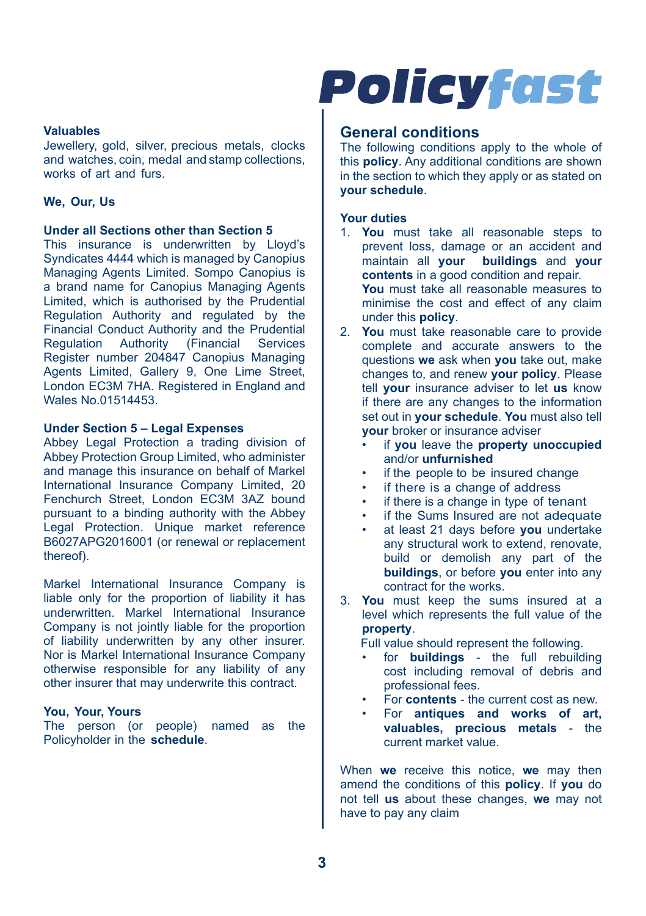**Valuables**
Jewellery, gold, silver, precious metals, clocks and watches, coin, medal and stamp collections, works of art and furs.

**We, Our, Us**

**Under all Sections other than Section 5**
This insurance is underwritten by Lloyd's Syndicates 4444 which is managed by Canopius Managing Agents Limited. Sompo Canopius is a brand name for Canopius Managing Agents Limited, which is authorised by the Prudential Regulation Authority and regulated by the Financial Conduct Authority and the Prudential Regulation Authority (Financial Services Register number 204847 Canopius Managing Agents Limited, Gallery 9, One Lime Street, London EC3M 7HA. Registered in England and Wales No.01514453.

**Under Section 5 – Legal Expenses**
Abbey Legal Protection a trading division of Abbey Protection Group Limited, who administer and manage this insurance on behalf of Markel International Insurance Company Limited, 20 Fenchurch Street, London EC3M 3AZ bound pursuant to a binding authority with the Abbey Legal Protection. Unique market reference B6027APG2016001 (or renewal or replacement thereof).

Markel International Insurance Company is liable only for the proportion of liability it has underwritten. Markel International Insurance Company is not jointly liable for the proportion of liability underwritten by any other insurer. Nor is Markel International Insurance Company otherwise responsible for any liability of any other insurer that may underwrite this contract.

**You, Your, Yours**
The person (or people) named as the Policyholder in the **schedule**.

## General conditions

The following conditions apply to the whole of this **policy**. Any additional conditions are shown in the section to which they apply or as stated on **your schedule**.

**Your duties**

1. **You** must take all reasonable steps to prevent loss, damage or an accident and maintain all **your buildings** and **your contents** in a good condition and repair.
   **You** must take all reasonable measures to minimise the cost and effect of any claim under this **policy**.
2. **You** must take reasonable care to provide complete and accurate answers to the questions **we** ask when **you** take out, make changes to, and renew **your policy**. Please tell **your** insurance adviser to let **us** know if there are any changes to the information set out in **your schedule**. **You** must also tell **your** broker or insurance adviser
   - if **you** leave the **property unoccupied** and/or **unfurnished**
   - if the people to be insured change
   - if there is a change of address
   - if there is a change in type of tenant
   - if the Sums Insured are not adequate
   - at least 21 days before **you** undertake any structural work to extend, renovate, build or demolish any part of the **buildings**, or before **you** enter into any contract for the works.
3. **You** must keep the sums insured at a level which represents the full value of the **property**.
   Full value should represent the following.
   - for **buildings** - the full rebuilding cost including removal of debris and professional fees.
   - For **contents** - the current cost as new.
   - For **antiques and works of art, valuables, precious metals** - the current market value.

When **we** receive this notice, **we** may then amend the conditions of this **policy**. If **you** do not tell **us** about these changes, **we** may not have to pay any claim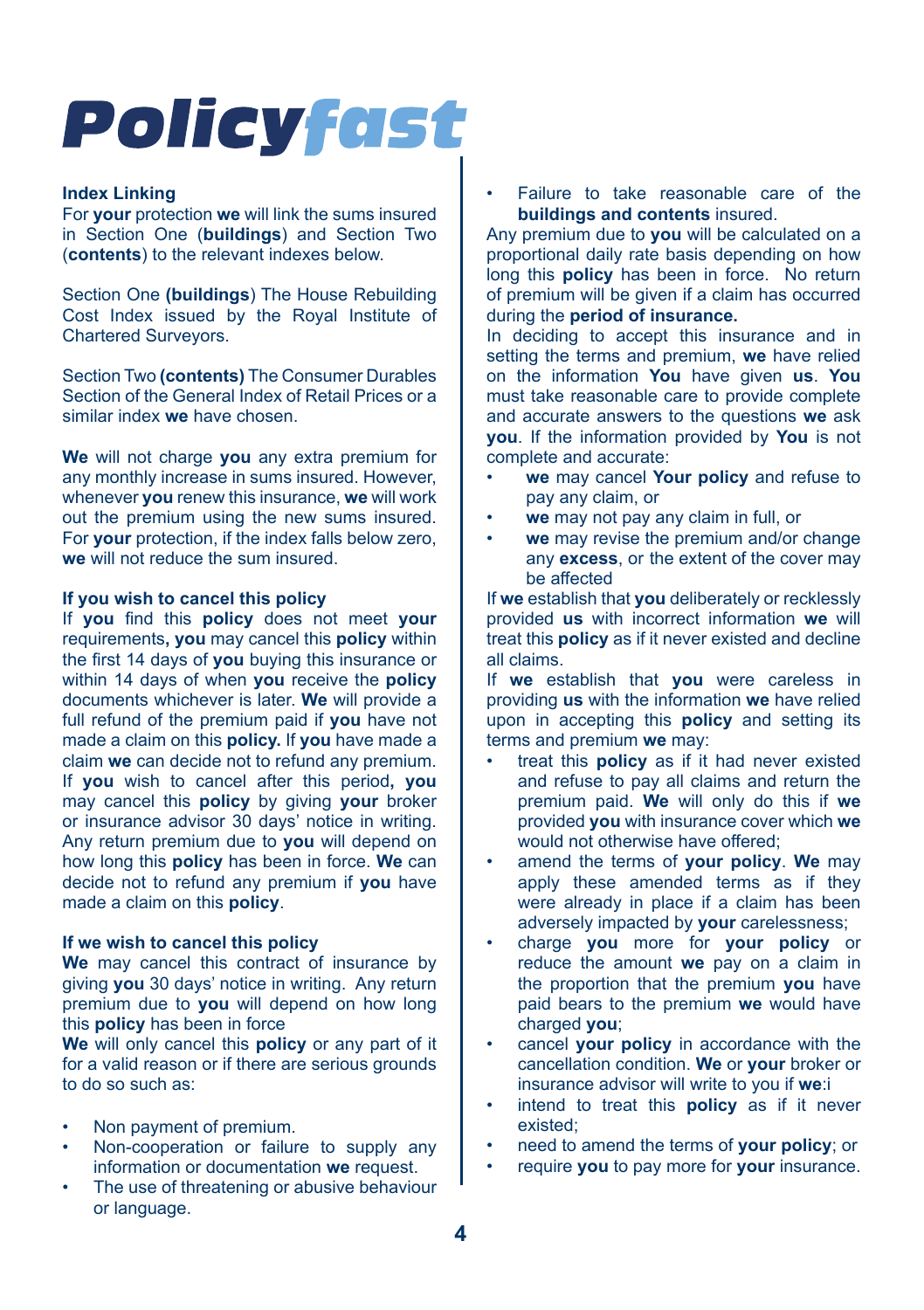# Policyfast

### Index Linking

For **your** protection **we** will link the sums insured in Section One (**buildings**) and Section Two (**contents**) to the relevant indexes below.

Section One **(buildings**) The House Rebuilding Cost Index issued by the Royal Institute of Chartered Surveyors.

Section Two **(contents)** The Consumer Durables Section of the General Index of Retail Prices or a similar index **we** have chosen.

**We** will not charge **you** any extra premium for any monthly increase in sums insured. However, whenever **you** renew this insurance, **we** will work out the premium using the new sums insured. For **your** protection, if the index falls below zero, **we** will not reduce the sum insured.

### If you wish to cancel this policy

If **you** find this **policy** does not meet **your** requirements**, you** may cancel this **policy** within the first 14 days of **you** buying this insurance or within 14 days of when **you** receive the **policy** documents whichever is later. **We** will provide a full refund of the premium paid if **you** have not made a claim on this **policy.** If **you** have made a claim **we** can decide not to refund any premium. If **you** wish to cancel after this period**, you** may cancel this **policy** by giving **your** broker or insurance advisor 30 days' notice in writing. Any return premium due to **you** will depend on how long this **policy** has been in force. **We** can decide not to refund any premium if **you** have made a claim on this **policy**.

### If we wish to cancel this policy

**We** may cancel this contract of insurance by giving **you** 30 days' notice in writing. Any return premium due to **you** will depend on how long this **policy** has been in force

**We** will only cancel this **policy** or any part of it for a valid reason or if there are serious grounds to do so such as:

- Non payment of premium.
- Non-cooperation or failure to supply any information or documentation **we** request.
- The use of threatening or abusive behaviour or language.
- Failure to take reasonable care of the **buildings and contents** insured.

Any premium due to **you** will be calculated on a proportional daily rate basis depending on how long this **policy** has been in force. No return of premium will be given if a claim has occurred during the **period of insurance.**

In deciding to accept this insurance and in setting the terms and premium, **we** have relied on the information **You** have given **us**. **You** must take reasonable care to provide complete and accurate answers to the questions **we** ask **you**. If the information provided by **You** is not complete and accurate:

- **we** may cancel **Your policy** and refuse to pay any claim, or
- **we** may not pay any claim in full, or
- **we** may revise the premium and/or change any **excess**, or the extent of the cover may be affected

If **we** establish that **you** deliberately or recklessly provided **us** with incorrect information **we** will treat this **policy** as if it never existed and decline all claims.

If **we** establish that **you** were careless in providing **us** with the information **we** have relied upon in accepting this **policy** and setting its terms and premium **we** may:

- treat this **policy** as if it had never existed and refuse to pay all claims and return the premium paid. **We** will only do this if **we** provided **you** with insurance cover which **we** would not otherwise have offered;
- amend the terms of **your policy**. **We** may apply these amended terms as if they were already in place if a claim has been adversely impacted by **your** carelessness;
- charge **you** more for **your policy** or reduce the amount **we** pay on a claim in the proportion that the premium **you** have paid bears to the premium **we** would have charged **you**;
- cancel **your policy** in accordance with the cancellation condition. **We** or **your** broker or insurance advisor will write to you if **we**:i
- intend to treat this **policy** as if it never existed;
- need to amend the terms of **your policy**; or
- require **you** to pay more for **your** insurance.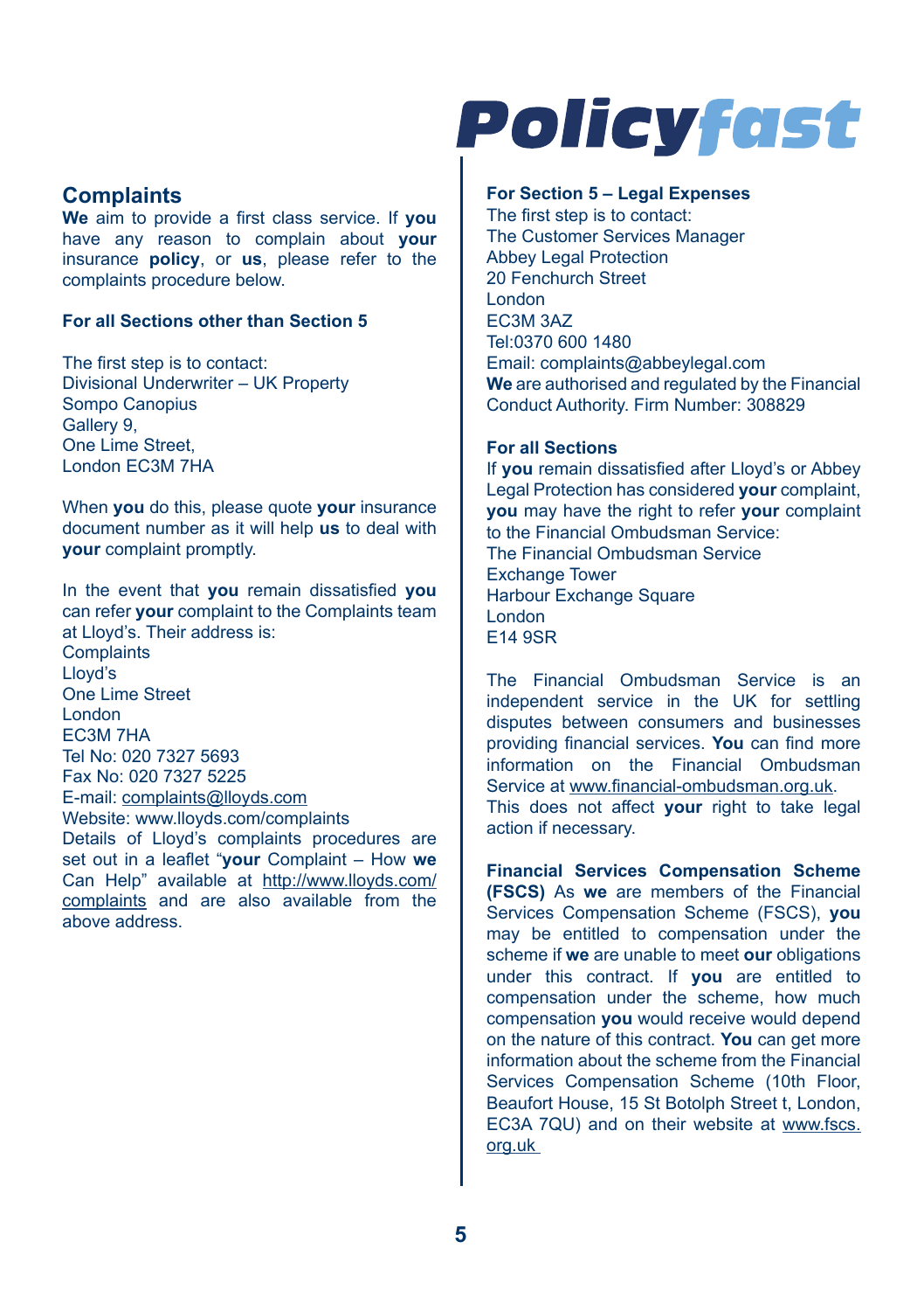## Complaints

**We** aim to provide a first class service. If **you** have any reason to complain about **your** insurance **policy**, or **us**, please refer to the complaints procedure below.

**For all Sections other than Section 5**

The first step is to contact:
Divisional Underwriter – UK Property
Sompo Canopius
Gallery 9,
One Lime Street,
London EC3M 7HA

When **you** do this, please quote **your** insurance document number as it will help **us** to deal with **your** complaint promptly.

In the event that **you** remain dissatisfied **you** can refer **your** complaint to the Complaints team at Lloyd's. Their address is:
Complaints
Lloyd's
One Lime Street
London
EC3M 7HA
Tel No: 020 7327 5693
Fax No: 020 7327 5225
E-mail: complaints@lloyds.com
Website: www.lloyds.com/complaints
Details of Lloyd's complaints procedures are set out in a leaflet "**your** Complaint – How **we** Can Help" available at http://www.lloyds.com/complaints and are also available from the above address.

**For Section 5 – Legal Expenses**
The first step is to contact:
The Customer Services Manager
Abbey Legal Protection
20 Fenchurch Street
London
EC3M 3AZ
Tel:0370 600 1480
Email: complaints@abbeylegal.com
**We** are authorised and regulated by the Financial Conduct Authority. Firm Number: 308829

**For all Sections**
If **you** remain dissatisfied after Lloyd's or Abbey Legal Protection has considered **your** complaint, **you** may have the right to refer **your** complaint to the Financial Ombudsman Service:
The Financial Ombudsman Service
Exchange Tower
Harbour Exchange Square
London
E14 9SR

The Financial Ombudsman Service is an independent service in the UK for settling disputes between consumers and businesses providing financial services. **You** can find more information on the Financial Ombudsman Service at www.financial-ombudsman.org.uk. This does not affect **your** right to take legal action if necessary.

**Financial Services Compensation Scheme (FSCS)** As **we** are members of the Financial Services Compensation Scheme (FSCS), **you** may be entitled to compensation under the scheme if **we** are unable to meet **our** obligations under this contract. If **you** are entitled to compensation under the scheme, how much compensation **you** would receive would depend on the nature of this contract. **You** can get more information about the scheme from the Financial Services Compensation Scheme (10th Floor, Beaufort House, 15 St Botolph Street t, London, EC3A 7QU) and on their website at www.fscs.org.uk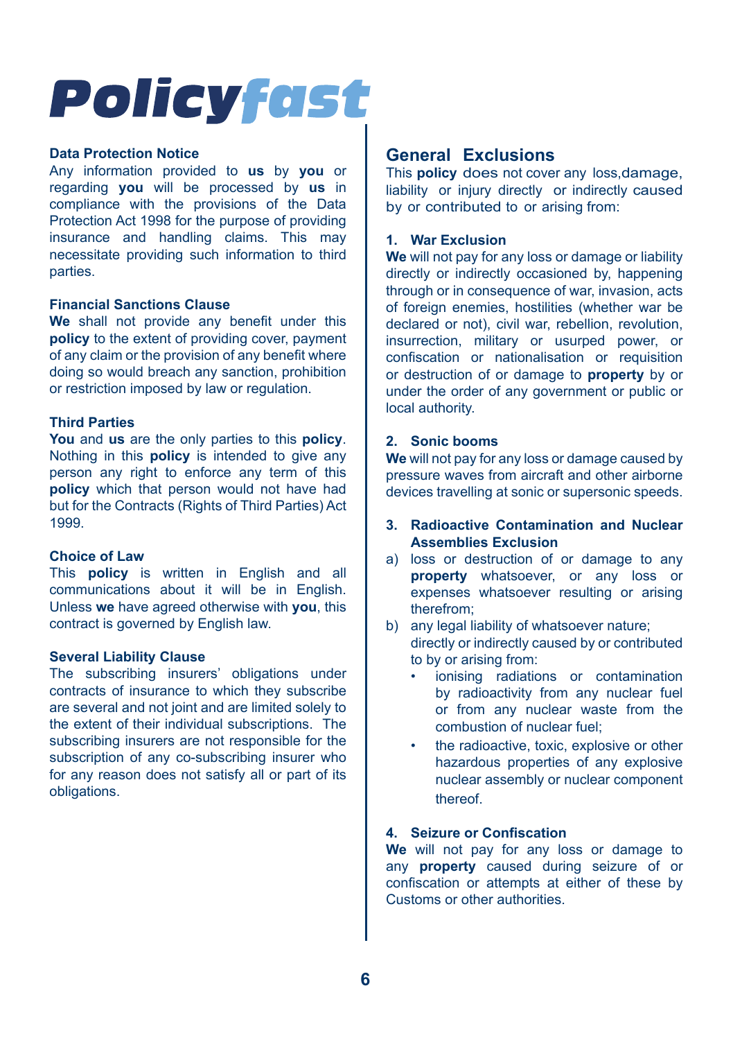# Policyfast

### Data Protection Notice

Any information provided to **us** by **you** or regarding **you** will be processed by **us** in compliance with the provisions of the Data Protection Act 1998 for the purpose of providing insurance and handling claims. This may necessitate providing such information to third parties.

### Financial Sanctions Clause

**We** shall not provide any benefit under this **policy** to the extent of providing cover, payment of any claim or the provision of any benefit where doing so would breach any sanction, prohibition or restriction imposed by law or regulation.

### Third Parties

**You** and **us** are the only parties to this **policy**. Nothing in this **policy** is intended to give any person any right to enforce any term of this **policy** which that person would not have had but for the Contracts (Rights of Third Parties) Act 1999.

### Choice of Law

This **policy** is written in English and all communications about it will be in English. Unless **we** have agreed otherwise with **you**, this contract is governed by English law.

### Several Liability Clause

The subscribing insurers' obligations under contracts of insurance to which they subscribe are several and not joint and are limited solely to the extent of their individual subscriptions. The subscribing insurers are not responsible for the subscription of any co-subscribing insurer who for any reason does not satisfy all or part of its obligations.

## General Exclusions

This **policy** does not cover any loss,damage, liability or injury directly or indirectly caused by or contributed to or arising from:

### 1. War Exclusion

**We** will not pay for any loss or damage or liability directly or indirectly occasioned by, happening through or in consequence of war, invasion, acts of foreign enemies, hostilities (whether war be declared or not), civil war, rebellion, revolution, insurrection, military or usurped power, or confiscation or nationalisation or requisition or destruction of or damage to **property** by or under the order of any government or public or local authority.

### 2. Sonic booms

**We** will not pay for any loss or damage caused by pressure waves from aircraft and other airborne devices travelling at sonic or supersonic speeds.

### 3. Radioactive Contamination and Nuclear Assemblies Exclusion

a) loss or destruction of or damage to any **property** whatsoever, or any loss or expenses whatsoever resulting or arising therefrom;

b) any legal liability of whatsoever nature;

directly or indirectly caused by or contributed to by or arising from:

- ionising radiations or contamination by radioactivity from any nuclear fuel or from any nuclear waste from the combustion of nuclear fuel;
- the radioactive, toxic, explosive or other hazardous properties of any explosive nuclear assembly or nuclear component thereof.

### 4. Seizure or Confiscation

**We** will not pay for any loss or damage to any **property** caused during seizure of or confiscation or attempts at either of these by Customs or other authorities.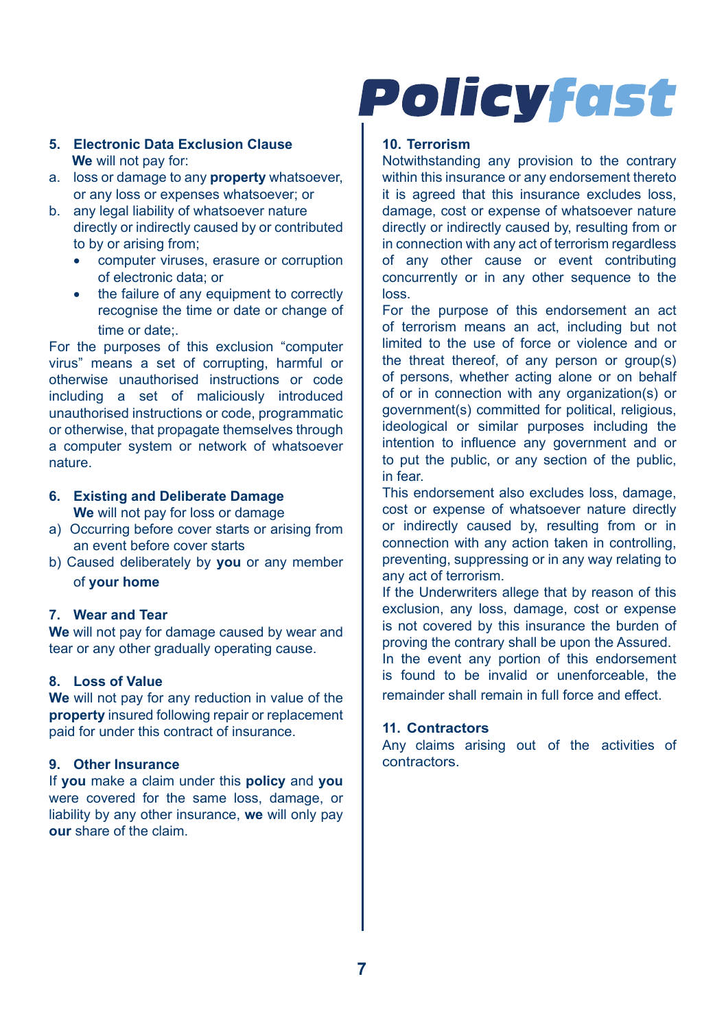### 5. Electronic Data Exclusion Clause

**We** will not pay for:

a. loss or damage to any **property** whatsoever, or any loss or expenses whatsoever; or

b. any legal liability of whatsoever nature directly or indirectly caused by or contributed to by or arising from;

- computer viruses, erasure or corruption of electronic data; or
- the failure of any equipment to correctly recognise the time or date or change of time or date;.

For the purposes of this exclusion "computer virus" means a set of corrupting, harmful or otherwise unauthorised instructions or code including a set of maliciously introduced unauthorised instructions or code, programmatic or otherwise, that propagate themselves through a computer system or network of whatsoever nature.

### 6. Existing and Deliberate Damage

**We** will not pay for loss or damage

a) Occurring before cover starts or arising from an event before cover starts

b) Caused deliberately by **you** or any member of **your home**

### 7. Wear and Tear

**We** will not pay for damage caused by wear and tear or any other gradually operating cause.

### 8. Loss of Value

**We** will not pay for any reduction in value of the **property** insured following repair or replacement paid for under this contract of insurance.

### 9. Other Insurance

If **you** make a claim under this **policy** and **you** were covered for the same loss, damage, or liability by any other insurance, **we** will only pay **our** share of the claim.

### 10. Terrorism

Notwithstanding any provision to the contrary within this insurance or any endorsement thereto it is agreed that this insurance excludes loss, damage, cost or expense of whatsoever nature directly or indirectly caused by, resulting from or in connection with any act of terrorism regardless of any other cause or event contributing concurrently or in any other sequence to the loss.

For the purpose of this endorsement an act of terrorism means an act, including but not limited to the use of force or violence and or the threat thereof, of any person or group(s) of persons, whether acting alone or on behalf of or in connection with any organization(s) or government(s) committed for political, religious, ideological or similar purposes including the intention to influence any government and or to put the public, or any section of the public, in fear.

This endorsement also excludes loss, damage, cost or expense of whatsoever nature directly or indirectly caused by, resulting from or in connection with any action taken in controlling, preventing, suppressing or in any way relating to any act of terrorism.

If the Underwriters allege that by reason of this exclusion, any loss, damage, cost or expense is not covered by this insurance the burden of proving the contrary shall be upon the Assured.

In the event any portion of this endorsement is found to be invalid or unenforceable, the remainder shall remain in full force and effect.

### 11. Contractors

Any claims arising out of the activities of contractors.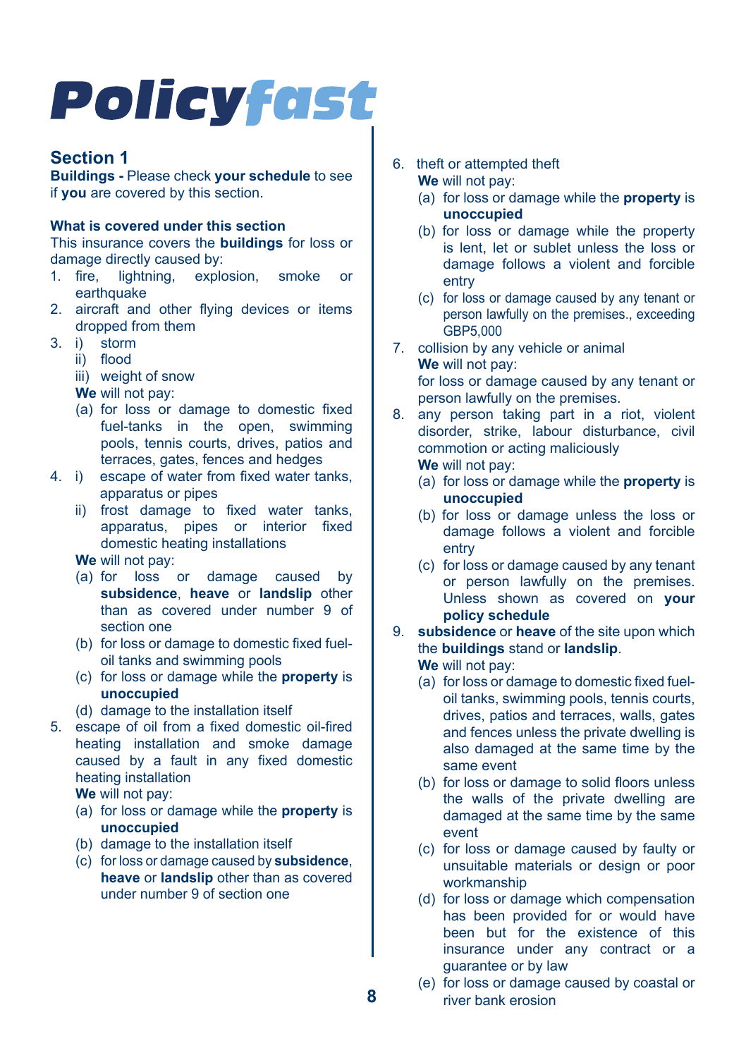# Policyfast

## Section 1

**Buildings -** Please check **your schedule** to see if **you** are covered by this section.

**What is covered under this section**

This insurance covers the **buildings** for loss or damage directly caused by:

1. fire, lightning, explosion, smoke or earthquake
2. aircraft and other flying devices or items dropped from them
3. i) storm
   ii) flood
   iii) weight of snow

   **We** will not pay:

   (a) for loss or damage to domestic fixed fuel-tanks in the open, swimming pools, tennis courts, drives, patios and terraces, gates, fences and hedges
4. i) escape of water from fixed water tanks, apparatus or pipes
   ii) frost damage to fixed water tanks, apparatus, pipes or interior fixed domestic heating installations

   **We** will not pay:

   (a) for loss or damage caused by **subsidence**, **heave** or **landslip** other than as covered under number 9 of section one
   (b) for loss or damage to domestic fixed fuel-oil tanks and swimming pools
   (c) for loss or damage while the **property** is **unoccupied**
   (d) damage to the installation itself
5. escape of oil from a fixed domestic oil-fired heating installation and smoke damage caused by a fault in any fixed domestic heating installation

   **We** will not pay:

   (a) for loss or damage while the **property** is **unoccupied**
   (b) damage to the installation itself
   (c) for loss or damage caused by **subsidence**, **heave** or **landslip** other than as covered under number 9 of section one
6. theft or attempted theft

   **We** will not pay:

   (a) for loss or damage while the **property** is **unoccupied**
   (b) for loss or damage while the property is lent, let or sublet unless the loss or damage follows a violent and forcible entry
   (c) for loss or damage caused by any tenant or person lawfully on the premises., exceeding GBP5,000
7. collision by any vehicle or animal

   **We** will not pay:

   for loss or damage caused by any tenant or person lawfully on the premises.
8. any person taking part in a riot, violent disorder, strike, labour disturbance, civil commotion or acting maliciously

   **We** will not pay:

   (a) for loss or damage while the **property** is **unoccupied**
   (b) for loss or damage unless the loss or damage follows a violent and forcible entry
   (c) for loss or damage caused by any tenant or person lawfully on the premises. Unless shown as covered on **your policy schedule**
9. **subsidence** or **heave** of the site upon which the **buildings** stand or **landslip**.

   **We** will not pay:

   (a) for loss or damage to domestic fixed fuel-oil tanks, swimming pools, tennis courts, drives, patios and terraces, walls, gates and fences unless the private dwelling is also damaged at the same time by the same event
   (b) for loss or damage to solid floors unless the walls of the private dwelling are damaged at the same time by the same event
   (c) for loss or damage caused by faulty or unsuitable materials or design or poor workmanship
   (d) for loss or damage which compensation has been provided for or would have been but for the existence of this insurance under any contract or a guarantee or by law
   (e) for loss or damage caused by coastal or river bank erosion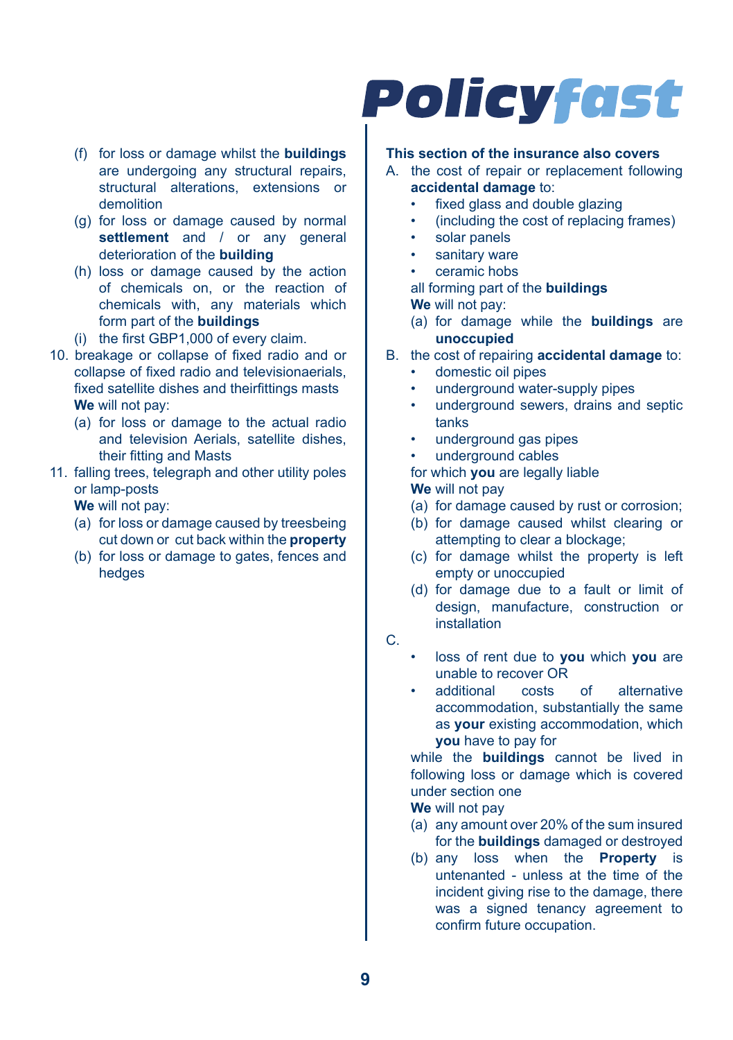(f) for loss or damage whilst the **buildings** are undergoing any structural repairs, structural alterations, extensions or demolition

(g) for loss or damage caused by normal **settlement** and / or any general deterioration of the **building**

(h) loss or damage caused by the action of chemicals on, or the reaction of chemicals with, any materials which form part of the **buildings**

(i) the first GBP1,000 of every claim.

10. breakage or collapse of fixed radio and or collapse of fixed radio and televisionaerials, fixed satellite dishes and theirfittings masts

    **We** will not pay:

    (a) for loss or damage to the actual radio and television Aerials, satellite dishes, their fitting and Masts

11. falling trees, telegraph and other utility poles or lamp-posts

    **We** will not pay:

    (a) for loss or damage caused by treesbeing cut down or cut back within the **property**

    (b) for loss or damage to gates, fences and hedges

**This section of the insurance also covers**

A. the cost of repair or replacement following **accidental damage** to:
   - fixed glass and double glazing
   - (including the cost of replacing frames)
   - solar panels
   - sanitary ware
   - ceramic hobs

   all forming part of the **buildings**

   **We** will not pay:

   (a) for damage while the **buildings** are **unoccupied**

B. the cost of repairing **accidental damage** to:
   - domestic oil pipes
   - underground water-supply pipes
   - underground sewers, drains and septic tanks
   - underground gas pipes
   - underground cables

   for which **you** are legally liable

   **We** will not pay

   (a) for damage caused by rust or corrosion;

   (b) for damage caused whilst clearing or attempting to clear a blockage;

   (c) for damage whilst the property is left empty or unoccupied

   (d) for damage due to a fault or limit of design, manufacture, construction or installation

C.
   - loss of rent due to **you** which **you** are unable to recover OR
   - additional costs of alternative accommodation, substantially the same as **your** existing accommodation, which **you** have to pay for

   while the **buildings** cannot be lived in following loss or damage which is covered under section one

   **We** will not pay

   (a) any amount over 20% of the sum insured for the **buildings** damaged or destroyed

   (b) any loss when the **Property** is untenanted - unless at the time of the incident giving rise to the damage, there was a signed tenancy agreement to confirm future occupation.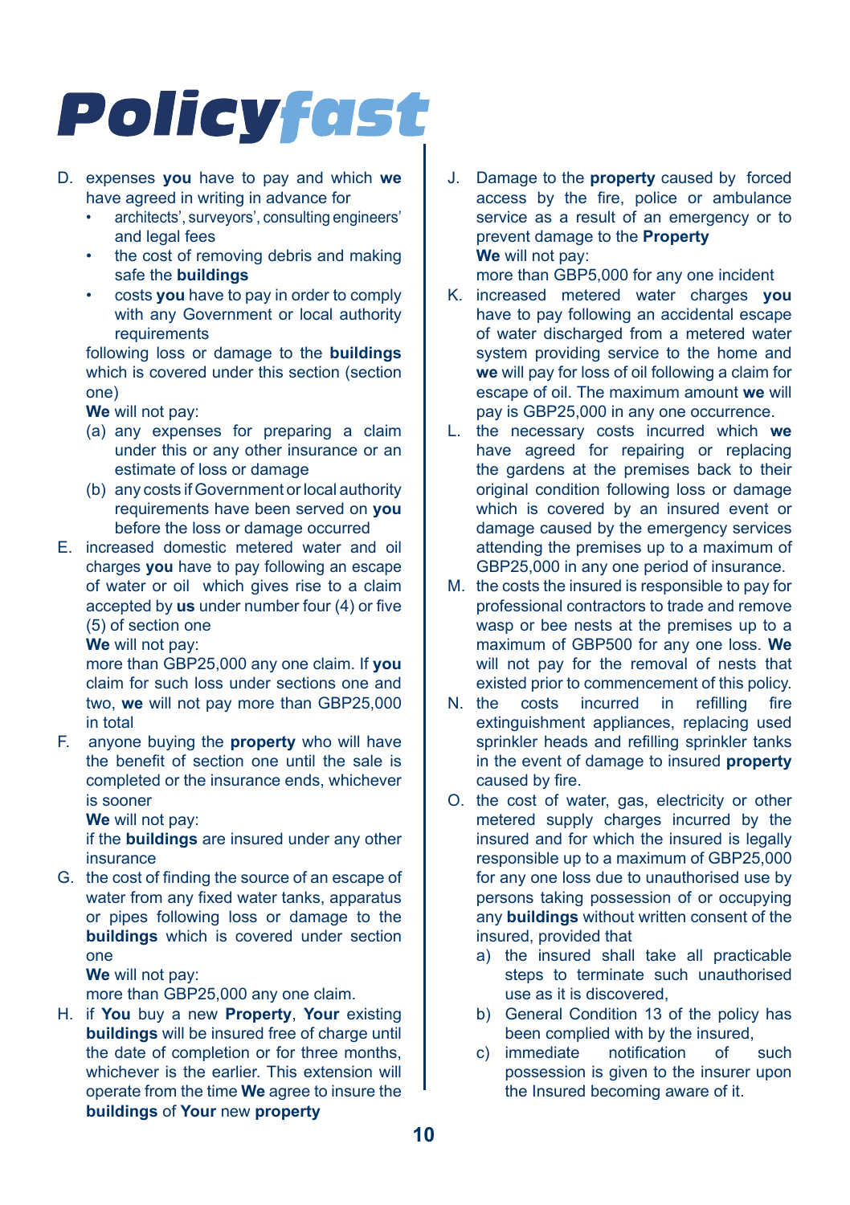# Policyfast

D. expenses **you** have to pay and which **we** have agreed in writing in advance for
   - architects', surveyors', consulting engineers' and legal fees
   - the cost of removing debris and making safe the **buildings**
   - costs **you** have to pay in order to comply with any Government or local authority requirements

   following loss or damage to the **buildings** which is covered under this section (section one)

   **We** will not pay:

   (a) any expenses for preparing a claim under this or any other insurance or an estimate of loss or damage

   (b) any costs if Government or local authority requirements have been served on **you** before the loss or damage occurred

E. increased domestic metered water and oil charges **you** have to pay following an escape of water or oil which gives rise to a claim accepted by **us** under number four (4) or five (5) of section one

   **We** will not pay:

   more than GBP25,000 any one claim. If **you** claim for such loss under sections one and two, **we** will not pay more than GBP25,000 in total

F. anyone buying the **property** who will have the benefit of section one until the sale is completed or the insurance ends, whichever is sooner

   **We** will not pay:

   if the **buildings** are insured under any other insurance

G. the cost of finding the source of an escape of water from any fixed water tanks, apparatus or pipes following loss or damage to the **buildings** which is covered under section one

   **We** will not pay:

   more than GBP25,000 any one claim.

H. if **You** buy a new **Property**, **Your** existing **buildings** will be insured free of charge until the date of completion or for three months, whichever is the earlier. This extension will operate from the time **We** agree to insure the **buildings** of **Your** new **property**

J. Damage to the **property** caused by forced access by the fire, police or ambulance service as a result of an emergency or to prevent damage to the **Property**

   **We** will not pay:

   more than GBP5,000 for any one incident

K. increased metered water charges **you** have to pay following an accidental escape of water discharged from a metered water system providing service to the home and **we** will pay for loss of oil following a claim for escape of oil. The maximum amount **we** will pay is GBP25,000 in any one occurrence.

L. the necessary costs incurred which **we** have agreed for repairing or replacing the gardens at the premises back to their original condition following loss or damage which is covered by an insured event or damage caused by the emergency services attending the premises up to a maximum of GBP25,000 in any one period of insurance.

M. the costs the insured is responsible to pay for professional contractors to trade and remove wasp or bee nests at the premises up to a maximum of GBP500 for any one loss. **We** will not pay for the removal of nests that existed prior to commencement of this policy.

N. the costs incurred in refilling fire extinguishment appliances, replacing used sprinkler heads and refilling sprinkler tanks in the event of damage to insured **property** caused by fire.

O. the cost of water, gas, electricity or other metered supply charges incurred by the insured and for which the insured is legally responsible up to a maximum of GBP25,000 for any one loss due to unauthorised use by persons taking possession of or occupying any **buildings** without written consent of the insured, provided that

   a) the insured shall take all practicable steps to terminate such unauthorised use as it is discovered,

   b) General Condition 13 of the policy has been complied with by the insured,

   c) immediate notification of such possession is given to the insurer upon the Insured becoming aware of it.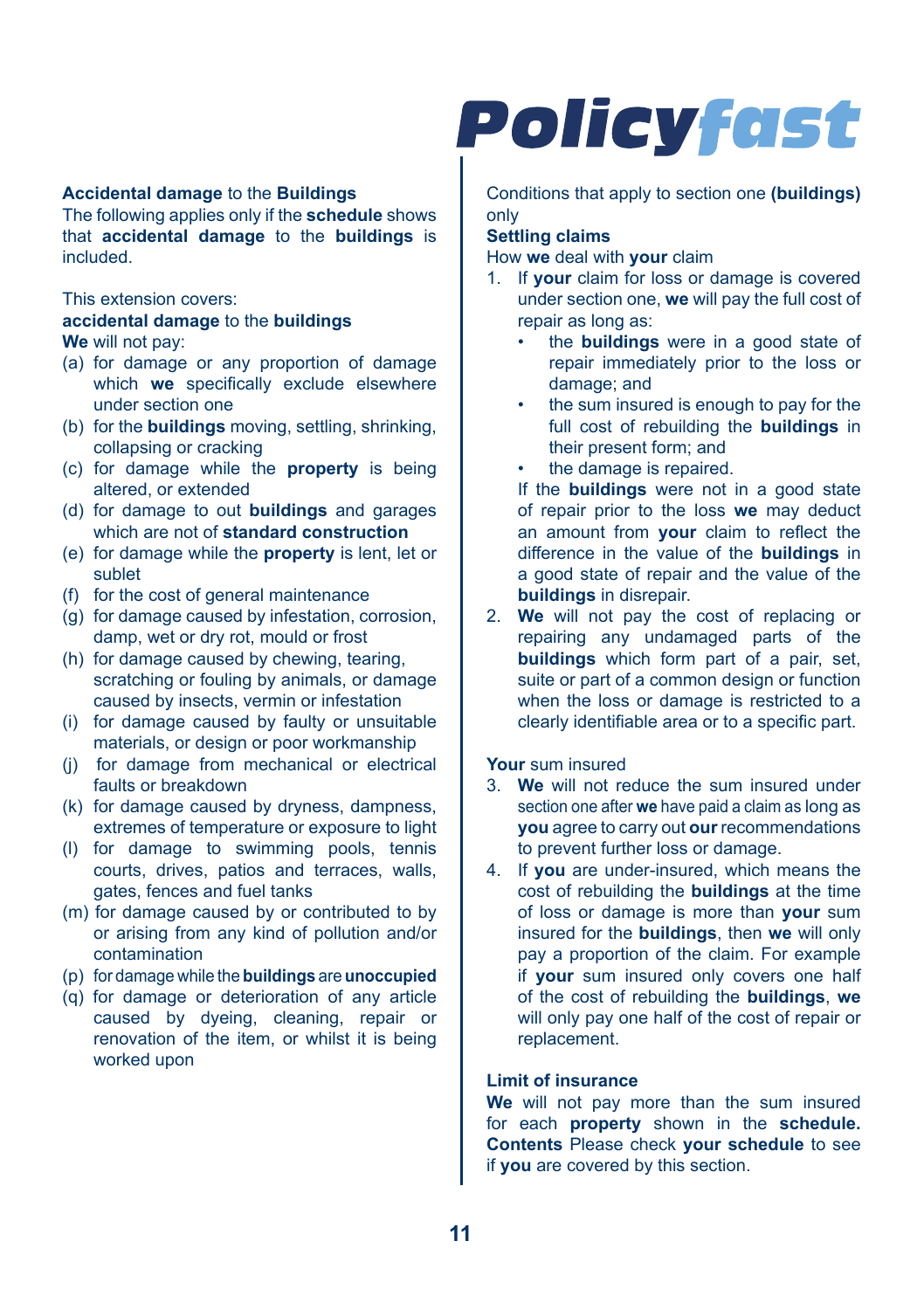**Accidental damage** to the **Buildings**

The following applies only if the **schedule** shows that **accidental damage** to the **buildings** is included.

This extension covers:

**accidental damage** to the **buildings**

**We** will not pay:

(a) for damage or any proportion of damage which **we** specifically exclude elsewhere under section one
(b) for the **buildings** moving, settling, shrinking, collapsing or cracking
(c) for damage while the **property** is being altered, or extended
(d) for damage to out **buildings** and garages which are not of **standard construction**
(e) for damage while the **property** is lent, let or sublet
(f) for the cost of general maintenance
(g) for damage caused by infestation, corrosion, damp, wet or dry rot, mould or frost
(h) for damage caused by chewing, tearing, scratching or fouling by animals, or damage caused by insects, vermin or infestation
(i) for damage caused by faulty or unsuitable materials, or design or poor workmanship
(j) for damage from mechanical or electrical faults or breakdown
(k) for damage caused by dryness, dampness, extremes of temperature or exposure to light
(l) for damage to swimming pools, tennis courts, drives, patios and terraces, walls, gates, fences and fuel tanks
(m) for damage caused by or contributed to by or arising from any kind of pollution and/or contamination
(p) for damage while the **buildings** are **unoccupied**
(q) for damage or deterioration of any article caused by dyeing, cleaning, repair or renovation of the item, or whilst it is being worked upon

Conditions that apply to section one **(buildings)** only

**Settling claims**

How **we** deal with **your** claim

1. If **your** claim for loss or damage is covered under section one, **we** will pay the full cost of repair as long as:
   - the **buildings** were in a good state of repair immediately prior to the loss or damage; and
   - the sum insured is enough to pay for the full cost of rebuilding the **buildings** in their present form; and
   - the damage is repaired.

   If the **buildings** were not in a good state of repair prior to the loss **we** may deduct an amount from **your** claim to reflect the difference in the value of the **buildings** in a good state of repair and the value of the **buildings** in disrepair.
2. **We** will not pay the cost of replacing or repairing any undamaged parts of the **buildings** which form part of a pair, set, suite or part of a common design or function when the loss or damage is restricted to a clearly identifiable area or to a specific part.

**Your** sum insured

3. **We** will not reduce the sum insured under section one after **we** have paid a claim as long as **you** agree to carry out **our** recommendations to prevent further loss or damage.
4. If **you** are under-insured, which means the cost of rebuilding the **buildings** at the time of loss or damage is more than **your** sum insured for the **buildings**, then **we** will only pay a proportion of the claim. For example if **your** sum insured only covers one half of the cost of rebuilding the **buildings**, **we** will only pay one half of the cost of repair or replacement.

**Limit of insurance**

**We** will not pay more than the sum insured for each **property** shown in the **schedule. Contents** Please check **your schedule** to see if **you** are covered by this section.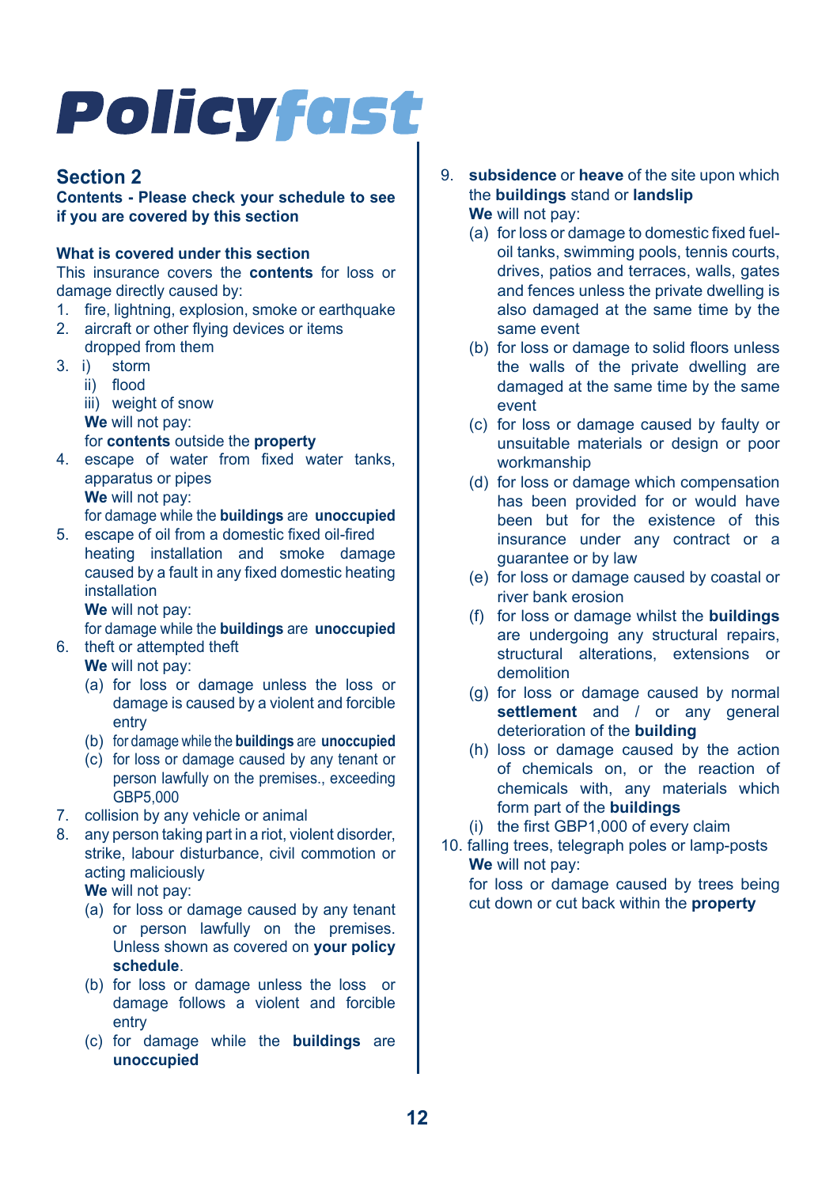Policyfast

## Section 2

**Contents - Please check your schedule to see if you are covered by this section**

**What is covered under this section**

This insurance covers the **contents** for loss or damage directly caused by:

1. fire, lightning, explosion, smoke or earthquake
2. aircraft or other flying devices or items dropped from them
3. i) storm
   ii) flood
   iii) weight of snow

   **We** will not pay:

   for **contents** outside the **property**
4. escape of water from fixed water tanks, apparatus or pipes

   **We** will not pay:

   for damage while the **buildings** are **unoccupied**
5. escape of oil from a domestic fixed oil-fired heating installation and smoke damage caused by a fault in any fixed domestic heating installation

   **We** will not pay:

   for damage while the **buildings** are **unoccupied**
6. theft or attempted theft

   **We** will not pay:

   (a) for loss or damage unless the loss or damage is caused by a violent and forcible entry

   (b) for damage while the **buildings** are **unoccupied**

   (c) for loss or damage caused by any tenant or person lawfully on the premises., exceeding GBP5,000
7. collision by any vehicle or animal
8. any person taking part in a riot, violent disorder, strike, labour disturbance, civil commotion or acting maliciously

   **We** will not pay:

   (a) for loss or damage caused by any tenant or person lawfully on the premises. Unless shown as covered on **your policy schedule**.

   (b) for loss or damage unless the loss or damage follows a violent and forcible entry

   (c) for damage while the **buildings** are **unoccupied**
9. **subsidence** or **heave** of the site upon which the **buildings** stand or **landslip**

   **We** will not pay:

   (a) for loss or damage to domestic fixed fuel-oil tanks, swimming pools, tennis courts, drives, patios and terraces, walls, gates and fences unless the private dwelling is also damaged at the same time by the same event

   (b) for loss or damage to solid floors unless the walls of the private dwelling are damaged at the same time by the same event

   (c) for loss or damage caused by faulty or unsuitable materials or design or poor workmanship

   (d) for loss or damage which compensation has been provided for or would have been but for the existence of this insurance under any contract or a guarantee or by law

   (e) for loss or damage caused by coastal or river bank erosion

   (f) for loss or damage whilst the **buildings** are undergoing any structural repairs, structural alterations, extensions or demolition

   (g) for loss or damage caused by normal **settlement** and / or any general deterioration of the **building**

   (h) loss or damage caused by the action of chemicals on, or the reaction of chemicals with, any materials which form part of the **buildings**

   (i) the first GBP1,000 of every claim
10. falling trees, telegraph poles or lamp-posts

    **We** will not pay:

    for loss or damage caused by trees being cut down or cut back within the **property**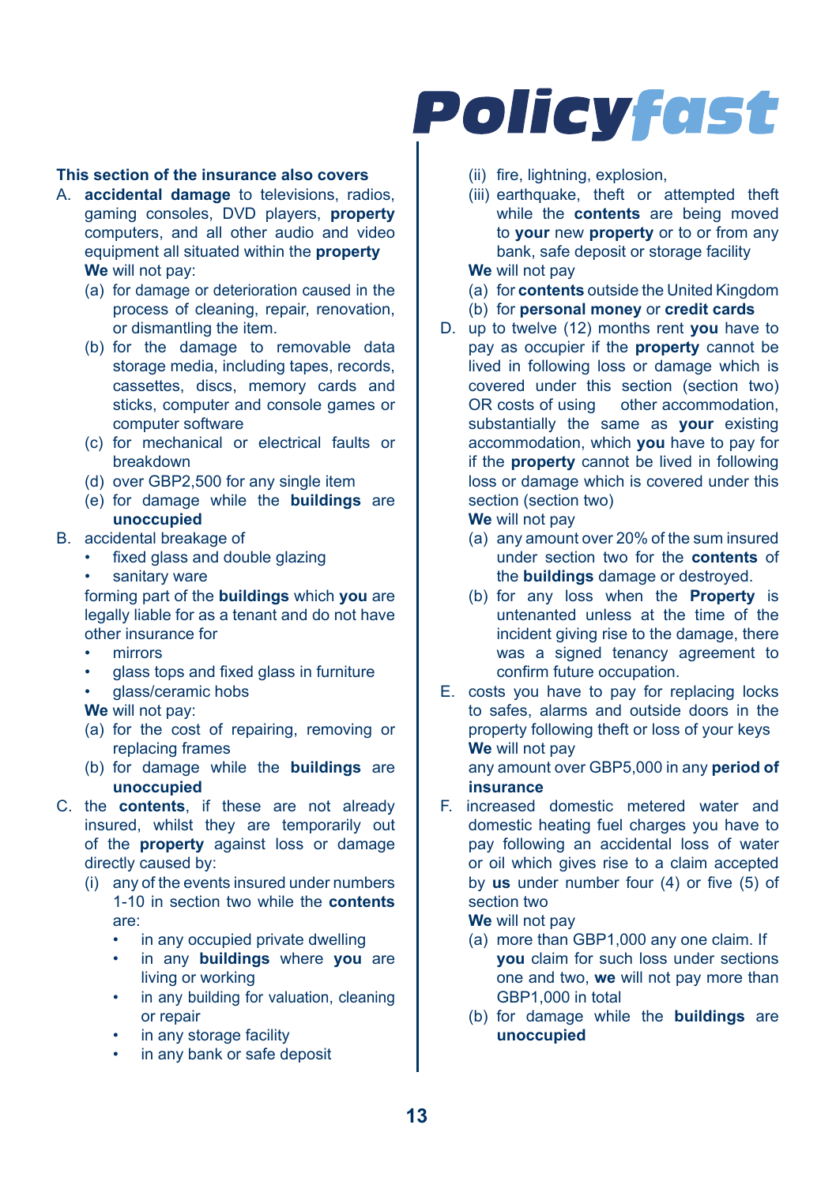**This section of the insurance also covers**

A. **accidental damage** to televisions, radios, gaming consoles, DVD players, **property** computers, and all other audio and video equipment all situated within the **property**

   **We** will not pay:

   (a) for damage or deterioration caused in the process of cleaning, repair, renovation, or dismantling the item.

   (b) for the damage to removable data storage media, including tapes, records, cassettes, discs, memory cards and sticks, computer and console games or computer software

   (c) for mechanical or electrical faults or breakdown

   (d) over GBP2,500 for any single item

   (e) for damage while the **buildings** are **unoccupied**

B. accidental breakage of

   - fixed glass and double glazing
   - sanitary ware

   forming part of the **buildings** which **you** are legally liable for as a tenant and do not have other insurance for

   - mirrors
   - glass tops and fixed glass in furniture
   - glass/ceramic hobs

   **We** will not pay:

   (a) for the cost of repairing, removing or replacing frames

   (b) for damage while the **buildings** are **unoccupied**

C. the **contents**, if these are not already insured, whilst they are temporarily out of the **property** against loss or damage directly caused by:

   (i) any of the events insured under numbers 1-10 in section two while the **contents** are:

   - in any occupied private dwelling
   - in any **buildings** where **you** are living or working
   - in any building for valuation, cleaning or repair
   - in any storage facility
   - in any bank or safe deposit

   (ii) fire, lightning, explosion,

   (iii) earthquake, theft or attempted theft while the **contents** are being moved to **your** new **property** or to or from any bank, safe deposit or storage facility

   **We** will not pay

   (a) for **contents** outside the United Kingdom

   (b) for **personal money** or **credit cards**

D. up to twelve (12) months rent **you** have to pay as occupier if the **property** cannot be lived in following loss or damage which is covered under this section (section two) OR costs of using other accommodation, substantially the same as **your** existing accommodation, which **you** have to pay for if the **property** cannot be lived in following loss or damage which is covered under this section (section two)

   **We** will not pay

   (a) any amount over 20% of the sum insured under section two for the **contents** of the **buildings** damage or destroyed.

   (b) for any loss when the **Property** is untenanted unless at the time of the incident giving rise to the damage, there was a signed tenancy agreement to confirm future occupation.

E. costs you have to pay for replacing locks to safes, alarms and outside doors in the property following theft or loss of your keys

   **We** will not pay

   any amount over GBP5,000 in any **period of insurance**

F. increased domestic metered water and domestic heating fuel charges you have to pay following an accidental loss of water or oil which gives rise to a claim accepted by **us** under number four (4) or five (5) of section two

   **We** will not pay

   (a) more than GBP1,000 any one claim. If **you** claim for such loss under sections one and two, **we** will not pay more than GBP1,000 in total

   (b) for damage while the **buildings** are **unoccupied**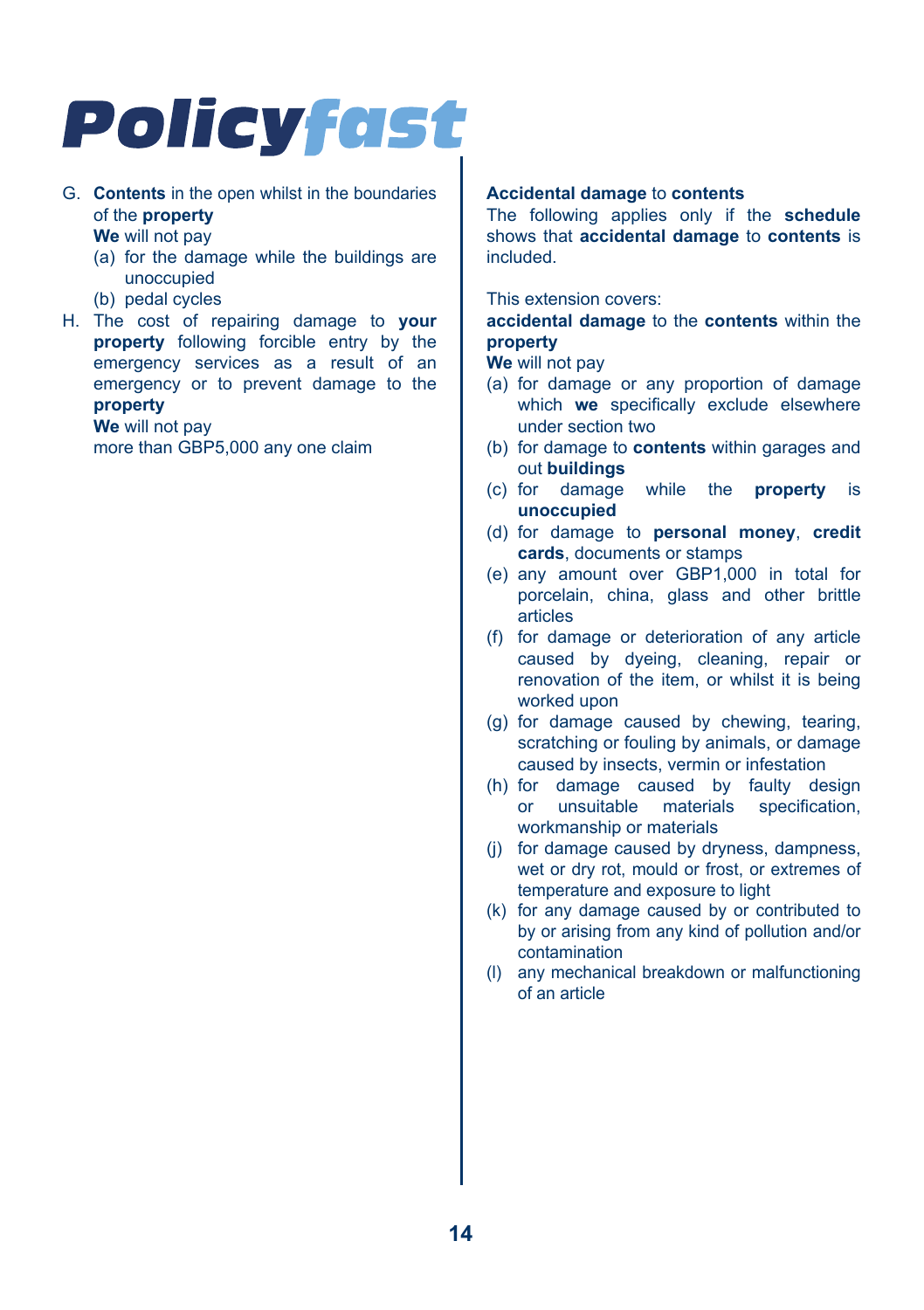G. **Contents** in the open whilst in the boundaries of the **property**

   **We** will not pay

   (a) for the damage while the buildings are unoccupied

   (b) pedal cycles

H. The cost of repairing damage to **your property** following forcible entry by the emergency services as a result of an emergency or to prevent damage to the **property**

   **We** will not pay

   more than GBP5,000 any one claim

**Accidental damage** to **contents**

The following applies only if the **schedule** shows that **accidental damage** to **contents** is included.

This extension covers:

**accidental damage** to the **contents** within the **property**

**We** will not pay

(a) for damage or any proportion of damage which **we** specifically exclude elsewhere under section two

(b) for damage to **contents** within garages and out **buildings**

(c) for damage while the **property** is **unoccupied**

(d) for damage to **personal money**, **credit cards**, documents or stamps

(e) any amount over GBP1,000 in total for porcelain, china, glass and other brittle articles

(f) for damage or deterioration of any article caused by dyeing, cleaning, repair or renovation of the item, or whilst it is being worked upon

(g) for damage caused by chewing, tearing, scratching or fouling by animals, or damage caused by insects, vermin or infestation

(h) for damage caused by faulty design or unsuitable materials specification, workmanship or materials

(j) for damage caused by dryness, dampness, wet or dry rot, mould or frost, or extremes of temperature and exposure to light

(k) for any damage caused by or contributed to by or arising from any kind of pollution and/or contamination

(l) any mechanical breakdown or malfunctioning of an article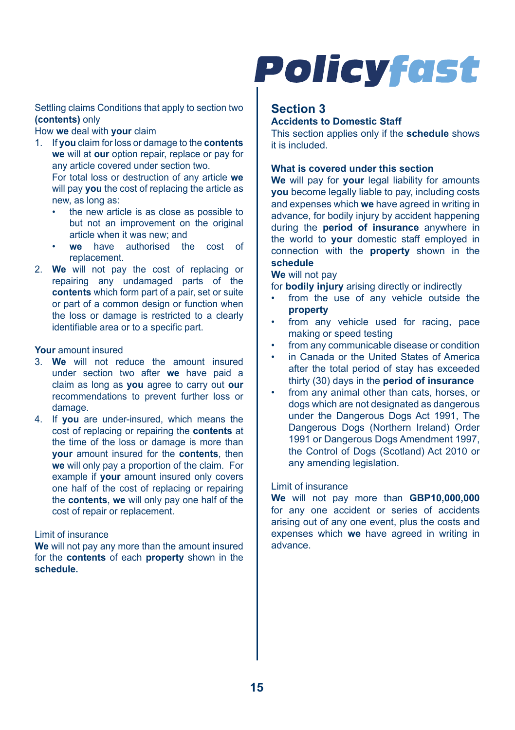Settling claims Conditions that apply to section two **(contents)** only

How **we** deal with **your** claim

1. If **you** claim for loss or damage to the **contents** **we** will at **our** option repair, replace or pay for any article covered under section two.
   For total loss or destruction of any article **we** will pay **you** the cost of replacing the article as new, as long as:
   - the new article is as close as possible to but not an improvement on the original article when it was new; and
   - **we** have authorised the cost of replacement.
2. **We** will not pay the cost of replacing or repairing any undamaged parts of the **contents** which form part of a pair, set or suite or part of a common design or function when the loss or damage is restricted to a clearly identifiable area or to a specific part.

**Your** amount insured

3. **We** will not reduce the amount insured under section two after **we** have paid a claim as long as **you** agree to carry out **our** recommendations to prevent further loss or damage.
4. If **you** are under-insured, which means the cost of replacing or repairing the **contents** at the time of the loss or damage is more than **your** amount insured for the **contents**, then **we** will only pay a proportion of the claim. For example if **your** amount insured only covers one half of the cost of replacing or repairing the **contents**, **we** will only pay one half of the cost of repair or replacement.

Limit of insurance

**We** will not pay any more than the amount insured for the **contents** of each **property** shown in the **schedule.**

## Section 3

### Accidents to Domestic Staff

This section applies only if the **schedule** shows it is included.

**What is covered under this section**

**We** will pay for **your** legal liability for amounts **you** become legally liable to pay, including costs and expenses which **we** have agreed in writing in advance, for bodily injury by accident happening during the **period of insurance** anywhere in the world to **your** domestic staff employed in connection with the **property** shown in the **schedule**

**We** will not pay

for **bodily injury** arising directly or indirectly

- from the use of any vehicle outside the **property**
- from any vehicle used for racing, pace making or speed testing
- from any communicable disease or condition
- in Canada or the United States of America after the total period of stay has exceeded thirty (30) days in the **period of insurance**
- from any animal other than cats, horses, or dogs which are not designated as dangerous under the Dangerous Dogs Act 1991, The Dangerous Dogs (Northern Ireland) Order 1991 or Dangerous Dogs Amendment 1997, the Control of Dogs (Scotland) Act 2010 or any amending legislation.

Limit of insurance

**We** will not pay more than **GBP10,000,000** for any one accident or series of accidents arising out of any one event, plus the costs and expenses which **we** have agreed in writing in advance.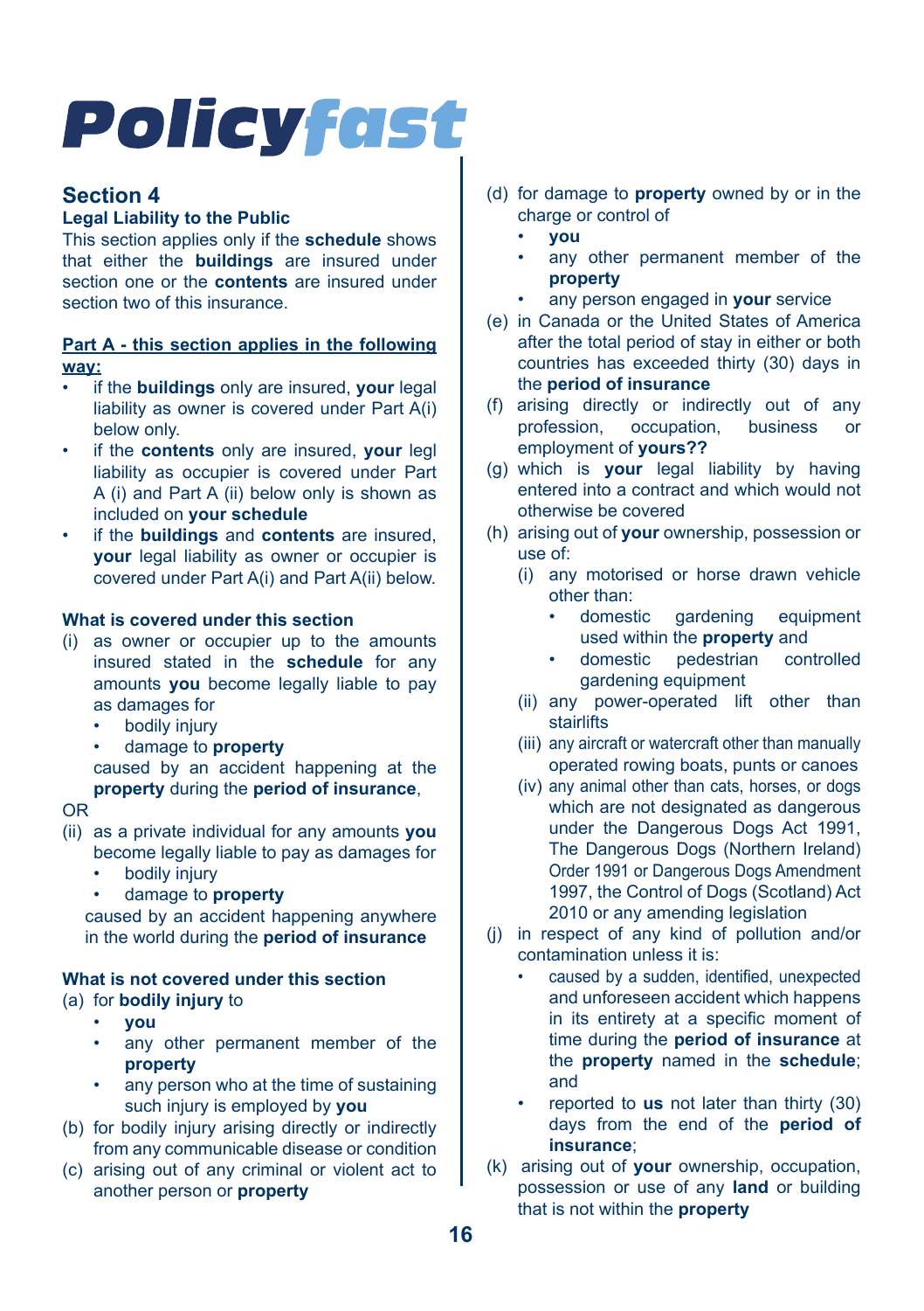# Policyfast

## Section 4

### Legal Liability to the Public

This section applies only if the **schedule** shows that either the **buildings** are insured under section one or the **contents** are insured under section two of this insurance.

**Part A - this section applies in the following way:**

- if the **buildings** only are insured, **your** legal liability as owner is covered under Part A(i) below only.
- if the **contents** only are insured, **your** legl liability as occupier is covered under Part A (i) and Part A (ii) below only is shown as included on **your schedule**
- if the **buildings** and **contents** are insured, **your** legal liability as owner or occupier is covered under Part A(i) and Part A(ii) below.

**What is covered under this section**

(i) as owner or occupier up to the amounts insured stated in the **schedule** for any amounts **you** become legally liable to pay as damages for
   - bodily injury
   - damage to **property**

   caused by an accident happening at the **property** during the **period of insurance**,

OR

(ii) as a private individual for any amounts **you** become legally liable to pay as damages for
   - bodily injury
   - damage to **property**

   caused by an accident happening anywhere in the world during the **period of insurance**

**What is not covered under this section**

(a) for **bodily injury** to
   - **you**
   - any other permanent member of the **property**
   - any person who at the time of sustaining such injury is employed by **you**

(b) for bodily injury arising directly or indirectly from any communicable disease or condition

(c) arising out of any criminal or violent act to another person or **property**

(d) for damage to **property** owned by or in the charge or control of
   - **you**
   - any other permanent member of the **property**
   - any person engaged in **your** service

(e) in Canada or the United States of America after the total period of stay in either or both countries has exceeded thirty (30) days in the **period of insurance**

(f) arising directly or indirectly out of any profession, occupation, business or employment of **yours??**

(g) which is **your** legal liability by having entered into a contract and which would not otherwise be covered

(h) arising out of **your** ownership, possession or use of:
   (i) any motorised or horse drawn vehicle other than:
      - domestic gardening equipment used within the **property** and
      - domestic pedestrian controlled gardening equipment

   (ii) any power-operated lift other than stairlifts

   (iii) any aircraft or watercraft other than manually operated rowing boats, punts or canoes

   (iv) any animal other than cats, horses, or dogs which are not designated as dangerous under the Dangerous Dogs Act 1991, The Dangerous Dogs (Northern Ireland) Order 1991 or Dangerous Dogs Amendment 1997, the Control of Dogs (Scotland) Act 2010 or any amending legislation

(j) in respect of any kind of pollution and/or contamination unless it is:
   - caused by a sudden, identified, unexpected and unforeseen accident which happens in its entirety at a specific moment of time during the **period of insurance** at the **property** named in the **schedule**; and
   - reported to **us** not later than thirty (30) days from the end of the **period of insurance**;

(k) arising out of **your** ownership, occupation, possession or use of any **land** or building that is not within the **property**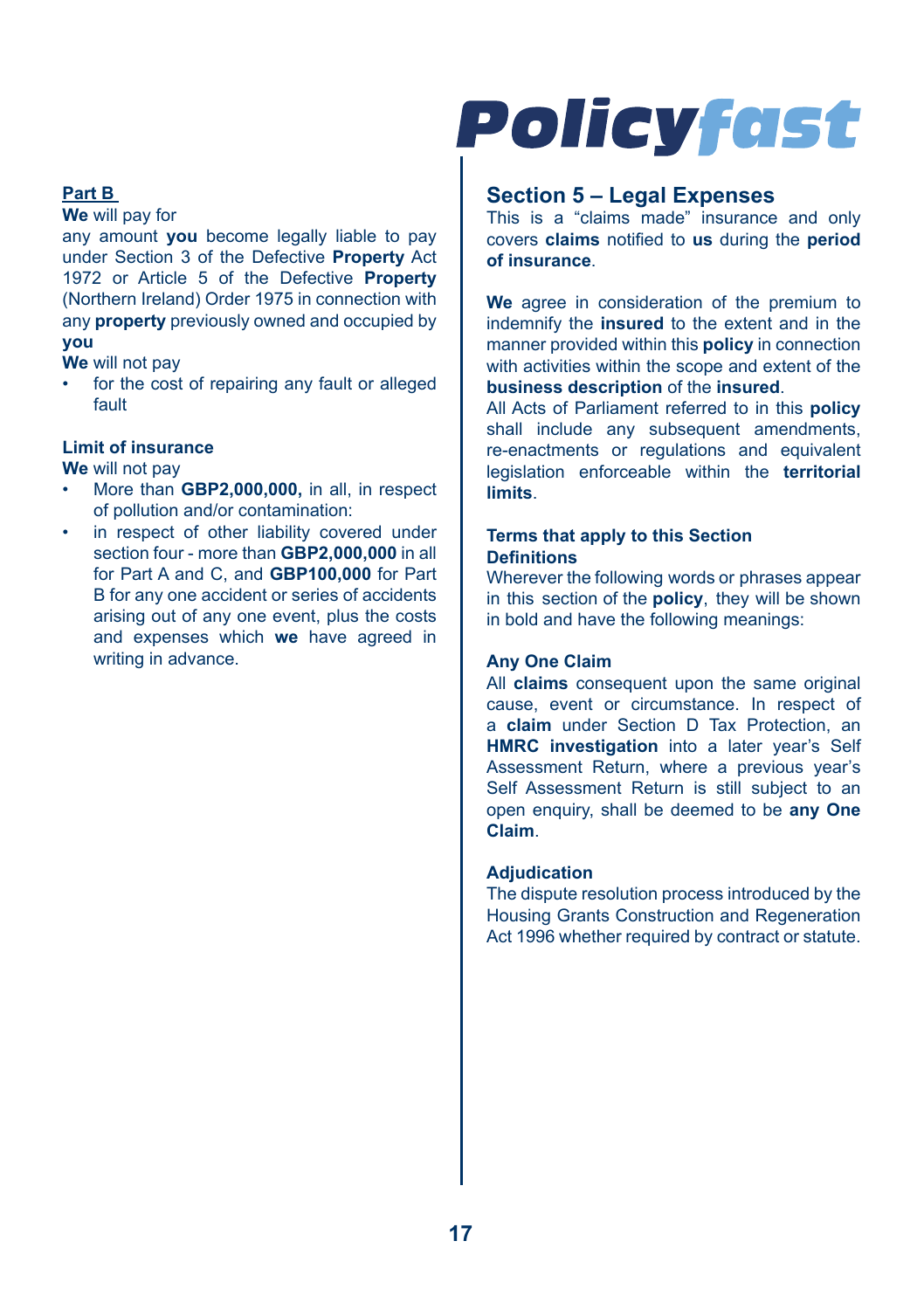**Part B**

**We** will pay for

any amount **you** become legally liable to pay under Section 3 of the Defective **Property** Act 1972 or Article 5 of the Defective **Property** (Northern Ireland) Order 1975 in connection with any **property** previously owned and occupied by **you**

**We** will not pay

- for the cost of repairing any fault or alleged fault

**Limit of insurance**

**We** will not pay

- More than **GBP2,000,000,** in all, in respect of pollution and/or contamination:
- in respect of other liability covered under section four - more than **GBP2,000,000** in all for Part A and C, and **GBP100,000** for Part B for any one accident or series of accidents arising out of any one event, plus the costs and expenses which **we** have agreed in writing in advance.

## Section 5 – Legal Expenses

This is a "claims made" insurance and only covers **claims** notified to **us** during the **period of insurance**.

**We** agree in consideration of the premium to indemnify the **insured** to the extent and in the manner provided within this **policy** in connection with activities within the scope and extent of the **business description** of the **insured**.

All Acts of Parliament referred to in this **policy** shall include any subsequent amendments, re-enactments or regulations and equivalent legislation enforceable within the **territorial limits**.

**Terms that apply to this Section**

**Definitions**

Wherever the following words or phrases appear in this section of the **policy**, they will be shown in bold and have the following meanings:

**Any One Claim**

All **claims** consequent upon the same original cause, event or circumstance. In respect of a **claim** under Section D Tax Protection, an **HMRC investigation** into a later year's Self Assessment Return, where a previous year's Self Assessment Return is still subject to an open enquiry, shall be deemed to be **any One Claim**.

**Adjudication**

The dispute resolution process introduced by the Housing Grants Construction and Regeneration Act 1996 whether required by contract or statute.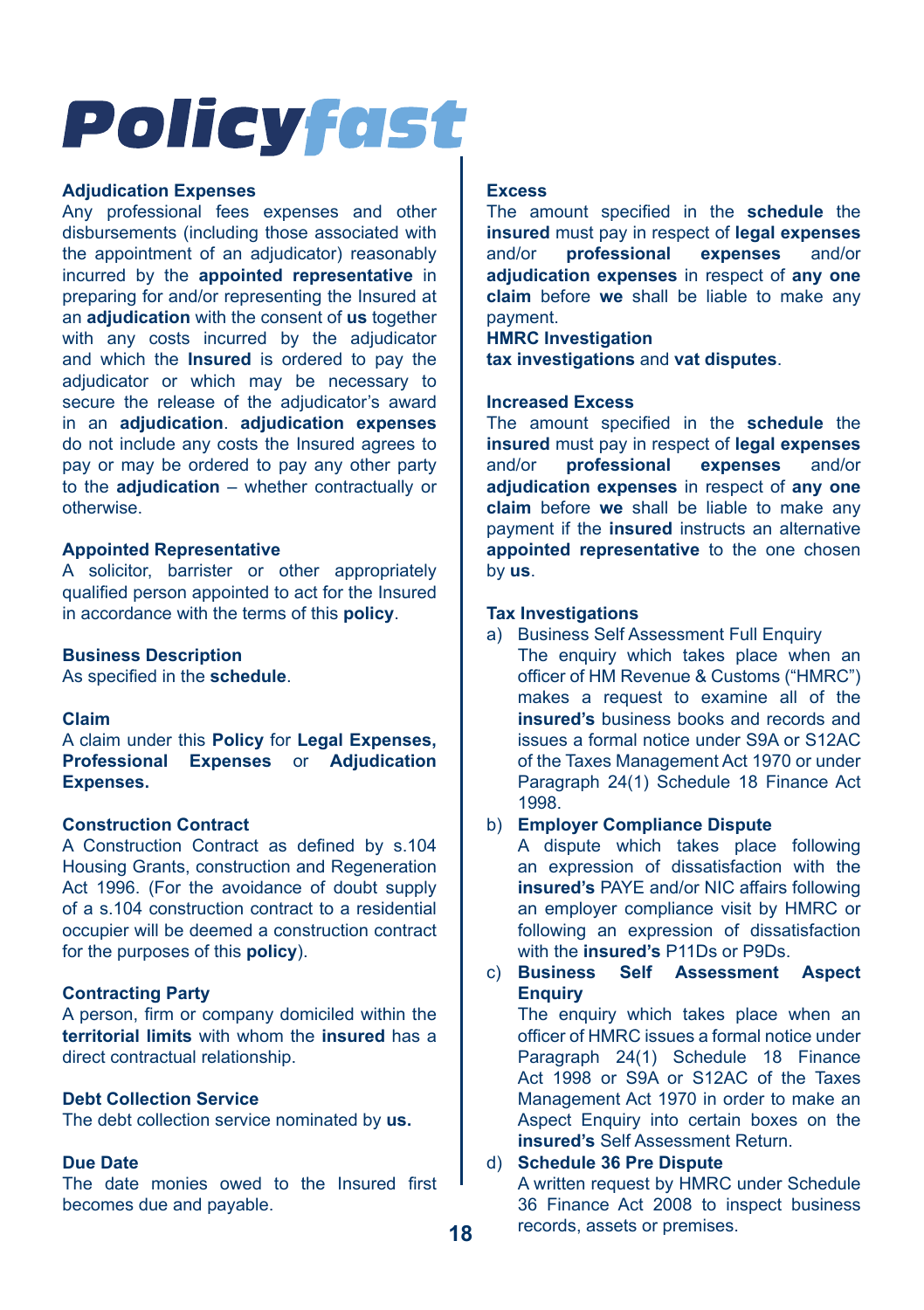**Adjudication Expenses**
Any professional fees expenses and other disbursements (including those associated with the appointment of an adjudicator) reasonably incurred by the **appointed representative** in preparing for and/or representing the Insured at an **adjudication** with the consent of **us** together with any costs incurred by the adjudicator and which the **Insured** is ordered to pay the adjudicator or which may be necessary to secure the release of the adjudicator's award in an **adjudication**. **adjudication expenses** do not include any costs the Insured agrees to pay or may be ordered to pay any other party to the **adjudication** – whether contractually or otherwise.

**Appointed Representative**
A solicitor, barrister or other appropriately qualified person appointed to act for the Insured in accordance with the terms of this **policy**.

**Business Description**
As specified in the **schedule**.

**Claim**
A claim under this **Policy** for **Legal Expenses, Professional Expenses** or **Adjudication Expenses.**

**Construction Contract**
A Construction Contract as defined by s.104 Housing Grants, construction and Regeneration Act 1996. (For the avoidance of doubt supply of a s.104 construction contract to a residential occupier will be deemed a construction contract for the purposes of this **policy**).

**Contracting Party**
A person, firm or company domiciled within the **territorial limits** with whom the **insured** has a direct contractual relationship.

**Debt Collection Service**
The debt collection service nominated by **us.**

**Due Date**
The date monies owed to the Insured first becomes due and payable.

**Excess**
The amount specified in the **schedule** the **insured** must pay in respect of **legal expenses** and/or **professional expenses** and/or **adjudication expenses** in respect of **any one claim** before **we** shall be liable to make any payment.

**HMRC Investigation**
**tax investigations** and **vat disputes**.

**Increased Excess**
The amount specified in the **schedule** the **insured** must pay in respect of **legal expenses** and/or **professional expenses** and/or **adjudication expenses** in respect of **any one claim** before **we** shall be liable to make any payment if the **insured** instructs an alternative **appointed representative** to the one chosen by **us**.

**Tax Investigations**

a) Business Self Assessment Full Enquiry
   The enquiry which takes place when an officer of HM Revenue & Customs ("HMRC") makes a request to examine all of the **insured's** business books and records and issues a formal notice under S9A or S12AC of the Taxes Management Act 1970 or under Paragraph 24(1) Schedule 18 Finance Act 1998.

b) **Employer Compliance Dispute**
   A dispute which takes place following an expression of dissatisfaction with the **insured's** PAYE and/or NIC affairs following an employer compliance visit by HMRC or following an expression of dissatisfaction with the **insured's** P11Ds or P9Ds.

c) **Business Self Assessment Aspect Enquiry**
   The enquiry which takes place when an officer of HMRC issues a formal notice under Paragraph 24(1) Schedule 18 Finance Act 1998 or S9A or S12AC of the Taxes Management Act 1970 in order to make an Aspect Enquiry into certain boxes on the **insured's** Self Assessment Return.

d) **Schedule 36 Pre Dispute**
   A written request by HMRC under Schedule 36 Finance Act 2008 to inspect business records, assets or premises.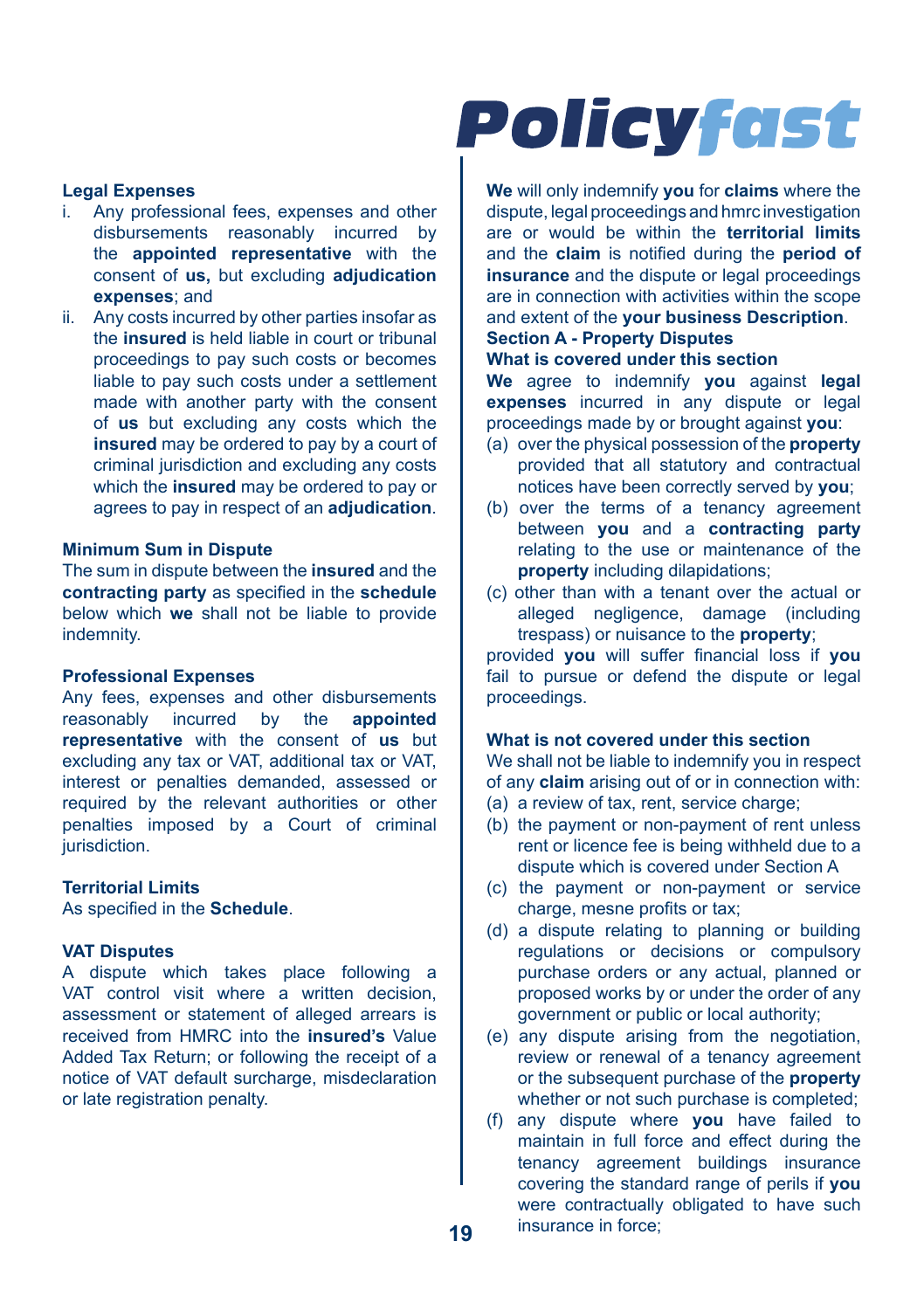**Legal Expenses**

i. Any professional fees, expenses and other disbursements reasonably incurred by the **appointed representative** with the consent of **us,** but excluding **adjudication expenses**; and
ii. Any costs incurred by other parties insofar as the **insured** is held liable in court or tribunal proceedings to pay such costs or becomes liable to pay such costs under a settlement made with another party with the consent of **us** but excluding any costs which the **insured** may be ordered to pay by a court of criminal jurisdiction and excluding any costs which the **insured** may be ordered to pay or agrees to pay in respect of an **adjudication**.

**Minimum Sum in Dispute**

The sum in dispute between the **insured** and the **contracting party** as specified in the **schedule** below which **we** shall not be liable to provide indemnity.

**Professional Expenses**

Any fees, expenses and other disbursements reasonably incurred by the **appointed representative** with the consent of **us** but excluding any tax or VAT, additional tax or VAT, interest or penalties demanded, assessed or required by the relevant authorities or other penalties imposed by a Court of criminal jurisdiction.

**Territorial Limits**

As specified in the **Schedule**.

**VAT Disputes**

A dispute which takes place following a VAT control visit where a written decision, assessment or statement of alleged arrears is received from HMRC into the **insured's** Value Added Tax Return; or following the receipt of a notice of VAT default surcharge, misdeclaration or late registration penalty.

**We** will only indemnify **you** for **claims** where the dispute, legal proceedings and hmrc investigation are or would be within the **territorial limits** and the **claim** is notified during the **period of insurance** and the dispute or legal proceedings are in connection with activities within the scope and extent of the **your business Description**.

## Section A - Property Disputes

**What is covered under this section**

**We** agree to indemnify **you** against **legal expenses** incurred in any dispute or legal proceedings made by or brought against **you**:

(a) over the physical possession of the **property** provided that all statutory and contractual notices have been correctly served by **you**;
(b) over the terms of a tenancy agreement between **you** and a **contracting party** relating to the use or maintenance of the **property** including dilapidations;
(c) other than with a tenant over the actual or alleged negligence, damage (including trespass) or nuisance to the **property**;

provided **you** will suffer financial loss if **you** fail to pursue or defend the dispute or legal proceedings.

**What is not covered under this section**

We shall not be liable to indemnify you in respect of any **claim** arising out of or in connection with:

(a) a review of tax, rent, service charge;
(b) the payment or non-payment of rent unless rent or licence fee is being withheld due to a dispute which is covered under Section A
(c) the payment or non-payment or service charge, mesne profits or tax;
(d) a dispute relating to planning or building regulations or decisions or compulsory purchase orders or any actual, planned or proposed works by or under the order of any government or public or local authority;
(e) any dispute arising from the negotiation, review or renewal of a tenancy agreement or the subsequent purchase of the **property** whether or not such purchase is completed;
(f) any dispute where **you** have failed to maintain in full force and effect during the tenancy agreement buildings insurance covering the standard range of perils if **you** were contractually obligated to have such insurance in force;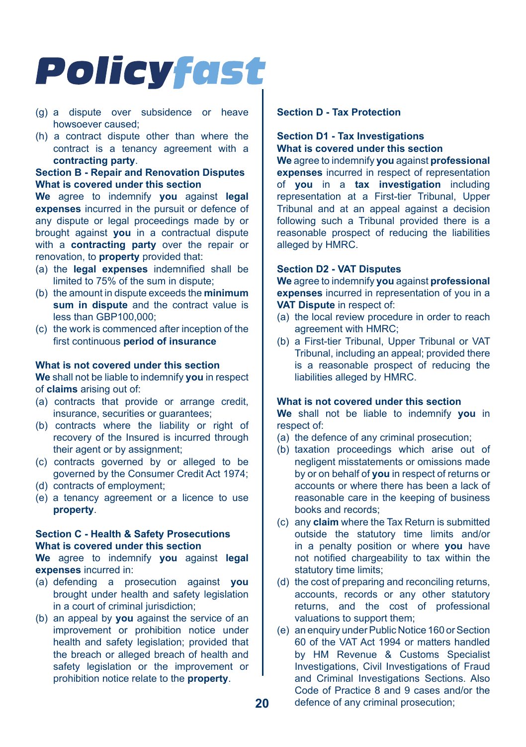(g) a dispute over subsidence or heave howsoever caused;

(h) a contract dispute other than where the contract is a tenancy agreement with a **contracting party**.

**Section B - Repair and Renovation Disputes**

**What is covered under this section**

**We** agree to indemnify **you** against **legal expenses** incurred in the pursuit or defence of any dispute or legal proceedings made by or brought against **you** in a contractual dispute with a **contracting party** over the repair or renovation, to **property** provided that:

(a) the **legal expenses** indemnified shall be limited to 75% of the sum in dispute;

(b) the amount in dispute exceeds the **minimum sum in dispute** and the contract value is less than GBP100,000;

(c) the work is commenced after inception of the first continuous **period of insurance**

**What is not covered under this section**

**We** shall not be liable to indemnify **you** in respect of **claims** arising out of:

(a) contracts that provide or arrange credit, insurance, securities or guarantees;

(b) contracts where the liability or right of recovery of the Insured is incurred through their agent or by assignment;

(c) contracts governed by or alleged to be governed by the Consumer Credit Act 1974;

(d) contracts of employment;

(e) a tenancy agreement or a licence to use **property**.

**Section C - Health & Safety Prosecutions**

**What is covered under this section**

**We** agree to indemnify **you** against **legal expenses** incurred in:

(a) defending a prosecution against **you** brought under health and safety legislation in a court of criminal jurisdiction;

(b) an appeal by **you** against the service of an improvement or prohibition notice under health and safety legislation; provided that the breach or alleged breach of health and safety legislation or the improvement or prohibition notice relate to the **property**.

**Section D - Tax Protection**

**Section D1 - Tax Investigations**

**What is covered under this section**

**We** agree to indemnify **you** against **professional expenses** incurred in respect of representation of **you** in a **tax investigation** including representation at a First-tier Tribunal, Upper Tribunal and at an appeal against a decision following such a Tribunal provided there is a reasonable prospect of reducing the liabilities alleged by HMRC.

**Section D2 - VAT Disputes**

**We** agree to indemnify **you** against **professional expenses** incurred in representation of you in a **VAT Dispute** in respect of:

(a) the local review procedure in order to reach agreement with HMRC;

(b) a First-tier Tribunal, Upper Tribunal or VAT Tribunal, including an appeal; provided there is a reasonable prospect of reducing the liabilities alleged by HMRC.

**What is not covered under this section**

**We** shall not be liable to indemnify **you** in respect of:

(a) the defence of any criminal prosecution;

(b) taxation proceedings which arise out of negligent misstatements or omissions made by or on behalf of **you** in respect of returns or accounts or where there has been a lack of reasonable care in the keeping of business books and records;

(c) any **claim** where the Tax Return is submitted outside the statutory time limits and/or in a penalty position or where **you** have not notified chargeability to tax within the statutory time limits;

(d) the cost of preparing and reconciling returns, accounts, records or any other statutory returns, and the cost of professional valuations to support them;

(e) an enquiry under Public Notice 160 or Section 60 of the VAT Act 1994 or matters handled by HM Revenue & Customs Specialist Investigations, Civil Investigations of Fraud and Criminal Investigations Sections. Also Code of Practice 8 and 9 cases and/or the defence of any criminal prosecution;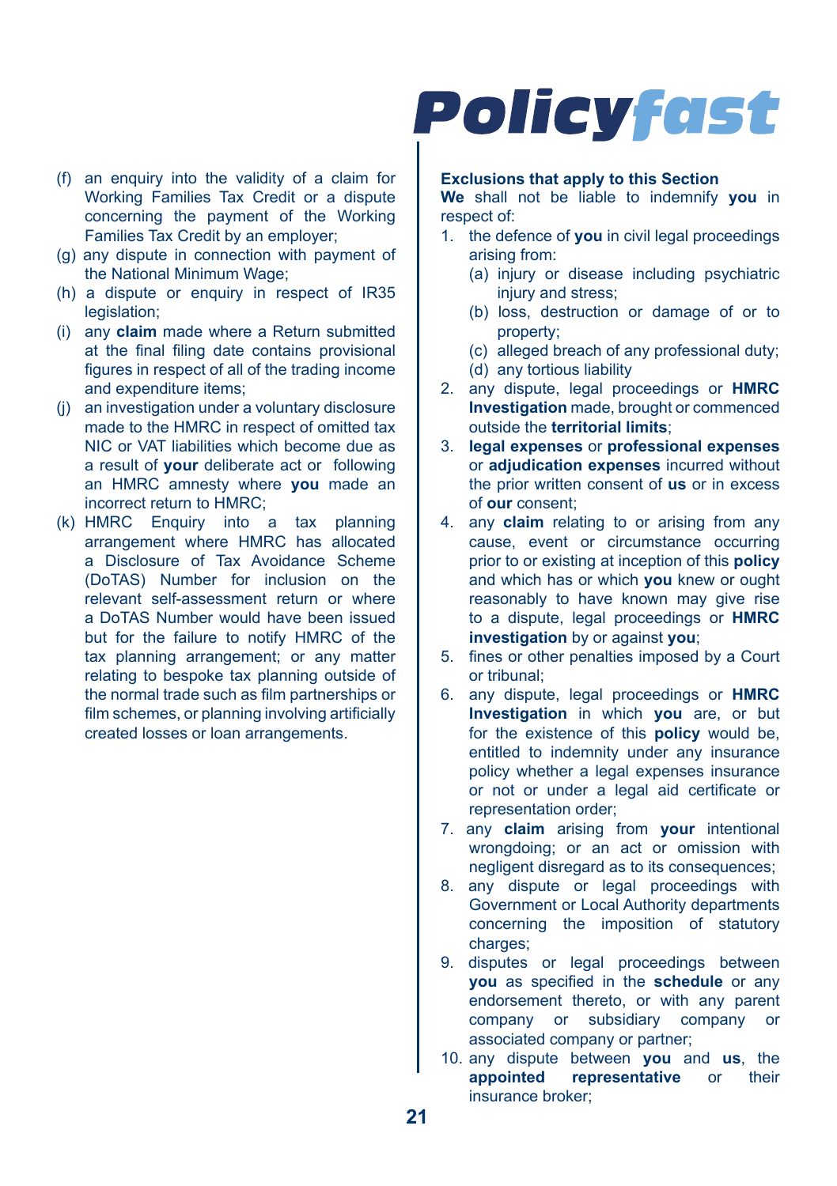(f) an enquiry into the validity of a claim for Working Families Tax Credit or a dispute concerning the payment of the Working Families Tax Credit by an employer;

(g) any dispute in connection with payment of the National Minimum Wage;

(h) a dispute or enquiry in respect of IR35 legislation;

(i) any **claim** made where a Return submitted at the final filing date contains provisional figures in respect of all of the trading income and expenditure items;

(j) an investigation under a voluntary disclosure made to the HMRC in respect of omitted tax NIC or VAT liabilities which become due as a result of **your** deliberate act or following an HMRC amnesty where **you** made an incorrect return to HMRC;

(k) HMRC Enquiry into a tax planning arrangement where HMRC has allocated a Disclosure of Tax Avoidance Scheme (DoTAS) Number for inclusion on the relevant self-assessment return or where a DoTAS Number would have been issued but for the failure to notify HMRC of the tax planning arrangement; or any matter relating to bespoke tax planning outside of the normal trade such as film partnerships or film schemes, or planning involving artificially created losses or loan arrangements.

**Exclusions that apply to this Section**

**We** shall not be liable to indemnify **you** in respect of:

1. the defence of **you** in civil legal proceedings arising from:
   (a) injury or disease including psychiatric injury and stress;
   (b) loss, destruction or damage of or to property;
   (c) alleged breach of any professional duty;
   (d) any tortious liability
2. any dispute, legal proceedings or **HMRC Investigation** made, brought or commenced outside the **territorial limits**;
3. **legal expenses** or **professional expenses** or **adjudication expenses** incurred without the prior written consent of **us** or in excess of **our** consent;
4. any **claim** relating to or arising from any cause, event or circumstance occurring prior to or existing at inception of this **policy** and which has or which **you** knew or ought reasonably to have known may give rise to a dispute, legal proceedings or **HMRC investigation** by or against **you**;
5. fines or other penalties imposed by a Court or tribunal;
6. any dispute, legal proceedings or **HMRC Investigation** in which **you** are, or but for the existence of this **policy** would be, entitled to indemnity under any insurance policy whether a legal expenses insurance or not or under a legal aid certificate or representation order;
7. any **claim** arising from **your** intentional wrongdoing; or an act or omission with negligent disregard as to its consequences;
8. any dispute or legal proceedings with Government or Local Authority departments concerning the imposition of statutory charges;
9. disputes or legal proceedings between **you** as specified in the **schedule** or any endorsement thereto, or with any parent company or subsidiary company or associated company or partner;
10. any dispute between **you** and **us**, the **appointed representative** or their insurance broker;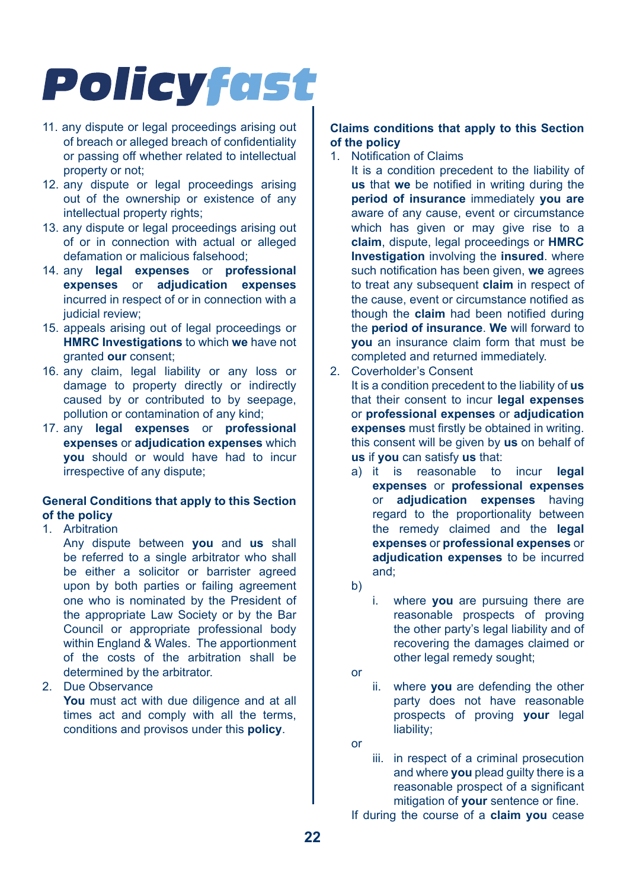11. any dispute or legal proceedings arising out of breach or alleged breach of confidentiality or passing off whether related to intellectual property or not;
12. any dispute or legal proceedings arising out of the ownership or existence of any intellectual property rights;
13. any dispute or legal proceedings arising out of or in connection with actual or alleged defamation or malicious falsehood;
14. any **legal expenses** or **professional expenses** or **adjudication expenses** incurred in respect of or in connection with a judicial review;
15. appeals arising out of legal proceedings or **HMRC Investigations** to which **we** have not granted **our** consent;
16. any claim, legal liability or any loss or damage to property directly or indirectly caused by or contributed to by seepage, pollution or contamination of any kind;
17. any **legal expenses** or **professional expenses** or **adjudication expenses** which **you** should or would have had to incur irrespective of any dispute;

**General Conditions that apply to this Section of the policy**

1. Arbitration
   Any dispute between **you** and **us** shall be referred to a single arbitrator who shall be either a solicitor or barrister agreed upon by both parties or failing agreement one who is nominated by the President of the appropriate Law Society or by the Bar Council or appropriate professional body within England & Wales. The apportionment of the costs of the arbitration shall be determined by the arbitrator.
2. Due Observance
   **You** must act with due diligence and at all times act and comply with all the terms, conditions and provisos under this **policy**.

**Claims conditions that apply to this Section of the policy**

1. Notification of Claims
   It is a condition precedent to the liability of **us** that **we** be notified in writing during the **period of insurance** immediately **you are** aware of any cause, event or circumstance which has given or may give rise to a **claim**, dispute, legal proceedings or **HMRC Investigation** involving the **insured**. where such notification has been given, **we** agrees to treat any subsequent **claim** in respect of the cause, event or circumstance notified as though the **claim** had been notified during the **period of insurance**. **We** will forward to **you** an insurance claim form that must be completed and returned immediately.
2. Coverholder's Consent
   It is a condition precedent to the liability of **us** that their consent to incur **legal expenses** or **professional expenses** or **adjudication expenses** must firstly be obtained in writing. this consent will be given by **us** on behalf of **us** if **you** can satisfy **us** that:
   a) it is reasonable to incur **legal expenses** or **professional expenses** or **adjudication expenses** having regard to the proportionality between the remedy claimed and the **legal expenses** or **professional expenses** or **adjudication expenses** to be incurred and;
   b)
      i. where **you** are pursuing there are reasonable prospects of proving the other party's legal liability and of recovering the damages claimed or other legal remedy sought;

   or

      ii. where **you** are defending the other party does not have reasonable prospects of proving **your** legal liability;

   or

      iii. in respect of a criminal prosecution and where **you** plead guilty there is a reasonable prospect of a significant mitigation of **your** sentence or fine.

   If during the course of a **claim you** cease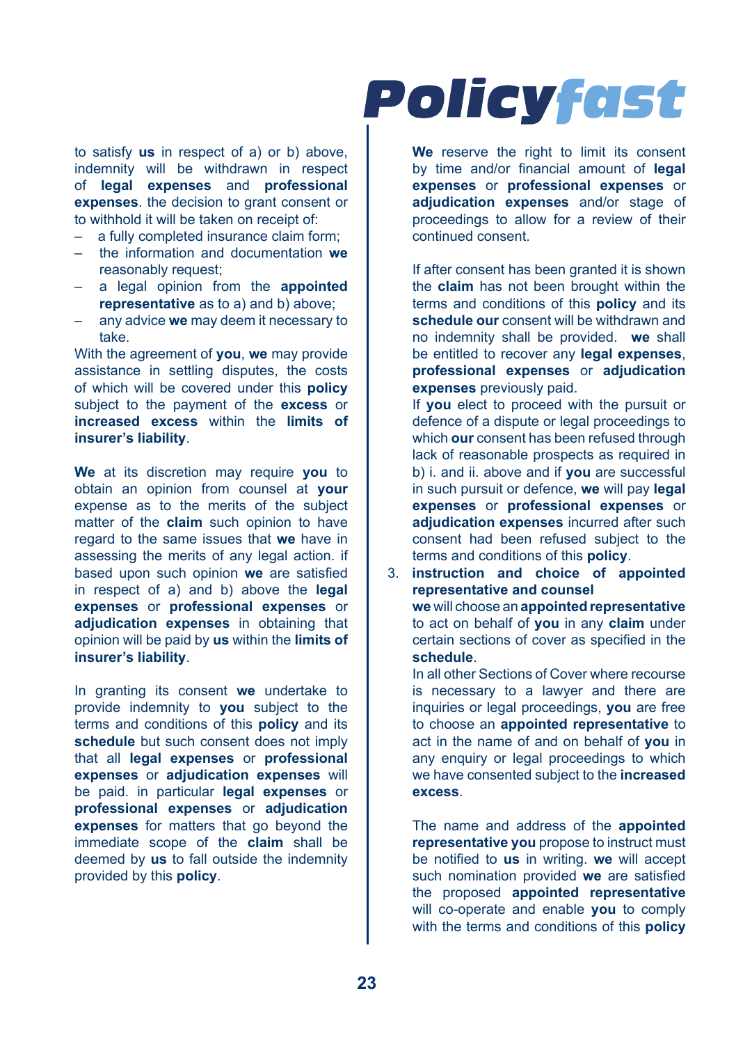to satisfy **us** in respect of a) or b) above, indemnity will be withdrawn in respect of **legal expenses** and **professional expenses**. the decision to grant consent or to withhold it will be taken on receipt of:

- a fully completed insurance claim form;
- the information and documentation **we** reasonably request;
- a legal opinion from the **appointed representative** as to a) and b) above;
- any advice **we** may deem it necessary to take.

With the agreement of **you**, **we** may provide assistance in settling disputes, the costs of which will be covered under this **policy** subject to the payment of the **excess** or **increased excess** within the **limits of insurer's liability**.

**We** at its discretion may require **you** to obtain an opinion from counsel at **your** expense as to the merits of the subject matter of the **claim** such opinion to have regard to the same issues that **we** have in assessing the merits of any legal action. if based upon such opinion **we** are satisfied in respect of a) and b) above the **legal expenses** or **professional expenses** or **adjudication expenses** in obtaining that opinion will be paid by **us** within the **limits of insurer's liability**.

In granting its consent **we** undertake to provide indemnity to **you** subject to the terms and conditions of this **policy** and its **schedule** but such consent does not imply that all **legal expenses** or **professional expenses** or **adjudication expenses** will be paid. in particular **legal expenses** or **professional expenses** or **adjudication expenses** for matters that go beyond the immediate scope of the **claim** shall be deemed by **us** to fall outside the indemnity provided by this **policy**.

**We** reserve the right to limit its consent by time and/or financial amount of **legal expenses** or **professional expenses** or **adjudication expenses** and/or stage of proceedings to allow for a review of their continued consent.

If after consent has been granted it is shown the **claim** has not been brought within the terms and conditions of this **policy** and its **schedule our** consent will be withdrawn and no indemnity shall be provided. **we** shall be entitled to recover any **legal expenses**, **professional expenses** or **adjudication expenses** previously paid.

If **you** elect to proceed with the pursuit or defence of a dispute or legal proceedings to which **our** consent has been refused through lack of reasonable prospects as required in b) i. and ii. above and if **you** are successful in such pursuit or defence, **we** will pay **legal expenses** or **professional expenses** or **adjudication expenses** incurred after such consent had been refused subject to the terms and conditions of this **policy**.

3. **instruction and choice of appointed representative and counsel**

   **we** will choose an **appointed representative** to act on behalf of **you** in any **claim** under certain sections of cover as specified in the **schedule**.

   In all other Sections of Cover where recourse is necessary to a lawyer and there are inquiries or legal proceedings, **you** are free to choose an **appointed representative** to act in the name of and on behalf of **you** in any enquiry or legal proceedings to which we have consented subject to the **increased excess**.

   The name and address of the **appointed representative you** propose to instruct must be notified to **us** in writing. **we** will accept such nomination provided **we** are satisfied the proposed **appointed representative** will co-operate and enable **you** to comply with the terms and conditions of this **policy**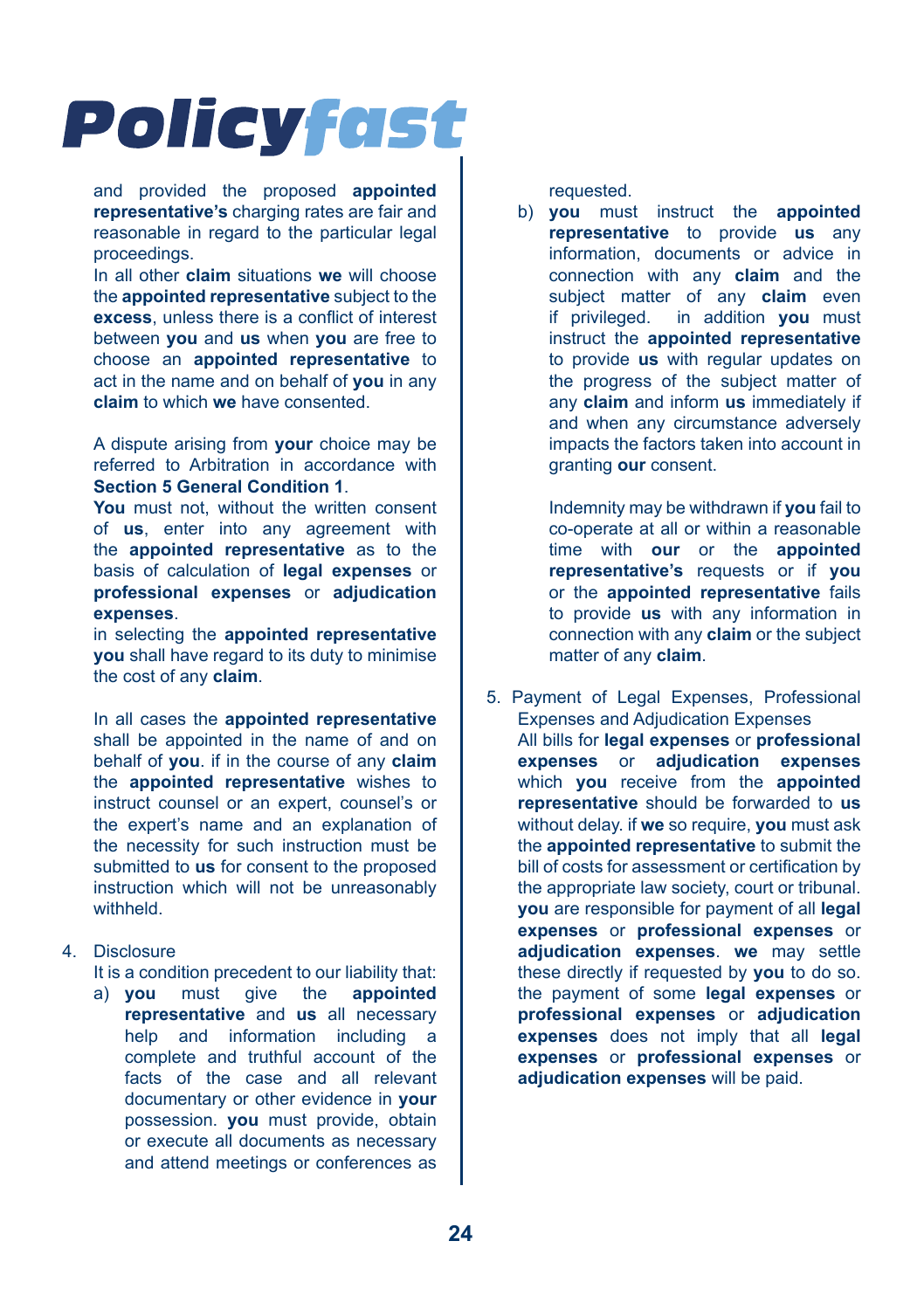and provided the proposed **appointed representative's** charging rates are fair and reasonable in regard to the particular legal proceedings.

In all other **claim** situations **we** will choose the **appointed representative** subject to the **excess**, unless there is a conflict of interest between **you** and **us** when **you** are free to choose an **appointed representative** to act in the name and on behalf of **you** in any **claim** to which **we** have consented.

A dispute arising from **your** choice may be referred to Arbitration in accordance with **Section 5 General Condition 1**.

**You** must not, without the written consent of **us**, enter into any agreement with the **appointed representative** as to the basis of calculation of **legal expenses** or **professional expenses** or **adjudication expenses**.

in selecting the **appointed representative you** shall have regard to its duty to minimise the cost of any **claim**.

In all cases the **appointed representative** shall be appointed in the name of and on behalf of **you**. if in the course of any **claim** the **appointed representative** wishes to instruct counsel or an expert, counsel's or the expert's name and an explanation of the necessity for such instruction must be submitted to **us** for consent to the proposed instruction which will not be unreasonably withheld.

4. Disclosure

   It is a condition precedent to our liability that:

   a) **you** must give the **appointed representative** and **us** all necessary help and information including a complete and truthful account of the facts of the case and all relevant documentary or other evidence in **your** possession. **you** must provide, obtain or execute all documents as necessary and attend meetings or conferences as requested.

   b) **you** must instruct the **appointed representative** to provide **us** any information, documents or advice in connection with any **claim** and the subject matter of any **claim** even if privileged. in addition **you** must instruct the **appointed representative** to provide **us** with regular updates on the progress of the subject matter of any **claim** and inform **us** immediately if and when any circumstance adversely impacts the factors taken into account in granting **our** consent.

   Indemnity may be withdrawn if **you** fail to co-operate at all or within a reasonable time with **our** or the **appointed representative's** requests or if **you** or the **appointed representative** fails to provide **us** with any information in connection with any **claim** or the subject matter of any **claim**.

5. Payment of Legal Expenses, Professional Expenses and Adjudication Expenses

   All bills for **legal expenses** or **professional expenses** or **adjudication expenses** which **you** receive from the **appointed representative** should be forwarded to **us** without delay. if **we** so require, **you** must ask the **appointed representative** to submit the bill of costs for assessment or certification by the appropriate law society, court or tribunal. **you** are responsible for payment of all **legal expenses** or **professional expenses** or **adjudication expenses**. **we** may settle these directly if requested by **you** to do so. the payment of some **legal expenses** or **professional expenses** or **adjudication expenses** does not imply that all **legal expenses** or **professional expenses** or **adjudication expenses** will be paid.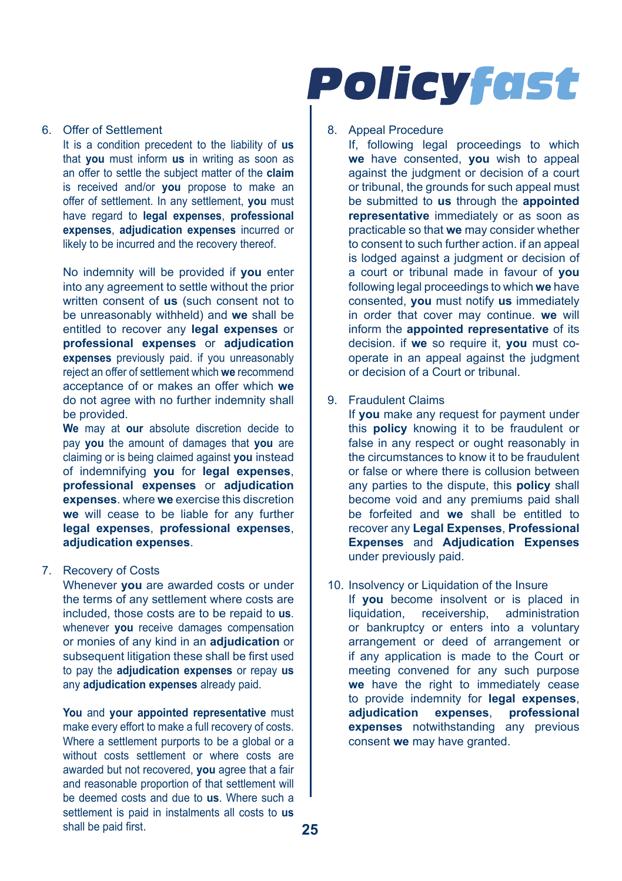6. Offer of Settlement

   It is a condition precedent to the liability of **us** that **you** must inform **us** in writing as soon as an offer to settle the subject matter of the **claim** is received and/or **you** propose to make an offer of settlement. In any settlement, **you** must have regard to **legal expenses**, **professional expenses**, **adjudication expenses** incurred or likely to be incurred and the recovery thereof.

   No indemnity will be provided if **you** enter into any agreement to settle without the prior written consent of **us** (such consent not to be unreasonably withheld) and **we** shall be entitled to recover any **legal expenses** or **professional expenses** or **adjudication expenses** previously paid. if you unreasonably reject an offer of settlement which **we** recommend acceptance of or makes an offer which **we** do not agree with no further indemnity shall be provided.

   **We** may at **our** absolute discretion decide to pay **you** the amount of damages that **you** are claiming or is being claimed against **you** instead of indemnifying **you** for **legal expenses**, **professional expenses** or **adjudication expenses**. where **we** exercise this discretion **we** will cease to be liable for any further **legal expenses**, **professional expenses**, **adjudication expenses**.

7. Recovery of Costs

   Whenever **you** are awarded costs or under the terms of any settlement where costs are included, those costs are to be repaid to **us**. whenever **you** receive damages compensation or monies of any kind in an **adjudication** or subsequent litigation these shall be first used to pay the **adjudication expenses** or repay **us** any **adjudication expenses** already paid.

   **You** and **your appointed representative** must make every effort to make a full recovery of costs. Where a settlement purports to be a global or a without costs settlement or where costs are awarded but not recovered, **you** agree that a fair and reasonable proportion of that settlement will be deemed costs and due to **us**. Where such a settlement is paid in instalments all costs to **us** shall be paid first.

8. Appeal Procedure

   If, following legal proceedings to which **we** have consented, **you** wish to appeal against the judgment or decision of a court or tribunal, the grounds for such appeal must be submitted to **us** through the **appointed representative** immediately or as soon as practicable so that **we** may consider whether to consent to such further action. if an appeal is lodged against a judgment or decision of a court or tribunal made in favour of **you** following legal proceedings to which **we** have consented, **you** must notify **us** immediately in order that cover may continue. **we** will inform the **appointed representative** of its decision. if **we** so require it, **you** must co-operate in an appeal against the judgment or decision of a Court or tribunal.

9. Fraudulent Claims

   If **you** make any request for payment under this **policy** knowing it to be fraudulent or false in any respect or ought reasonably in the circumstances to know it to be fraudulent or false or where there is collusion between any parties to the dispute, this **policy** shall become void and any premiums paid shall be forfeited and **we** shall be entitled to recover any **Legal Expenses**, **Professional Expenses** and **Adjudication Expenses** under previously paid.

10. Insolvency or Liquidation of the Insure

    If **you** become insolvent or is placed in liquidation, receivership, administration or bankruptcy or enters into a voluntary arrangement or deed of arrangement or if any application is made to the Court or meeting convened for any such purpose **we** have the right to immediately cease to provide indemnity for **legal expenses**, **adjudication expenses**, **professional expenses** notwithstanding any previous consent **we** may have granted.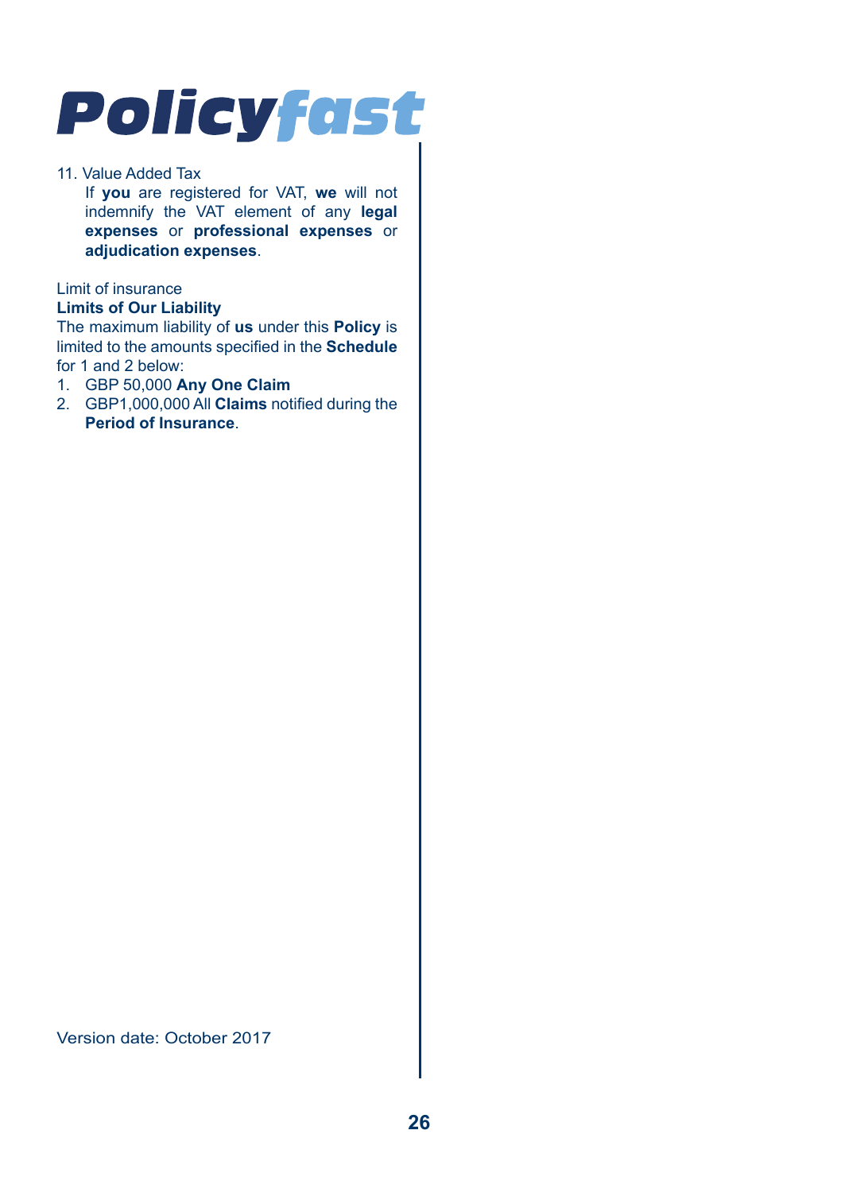11. Value Added Tax

    If **you** are registered for VAT, **we** will not indemnify the VAT element of any **legal expenses** or **professional expenses** or **adjudication expenses**.

Limit of insurance

**Limits of Our Liability**

The maximum liability of **us** under this **Policy** is limited to the amounts specified in the **Schedule** for 1 and 2 below:

1. GBP 50,000 **Any One Claim**
2. GBP1,000,000 All **Claims** notified during the **Period of Insurance**.

Version date: October 2017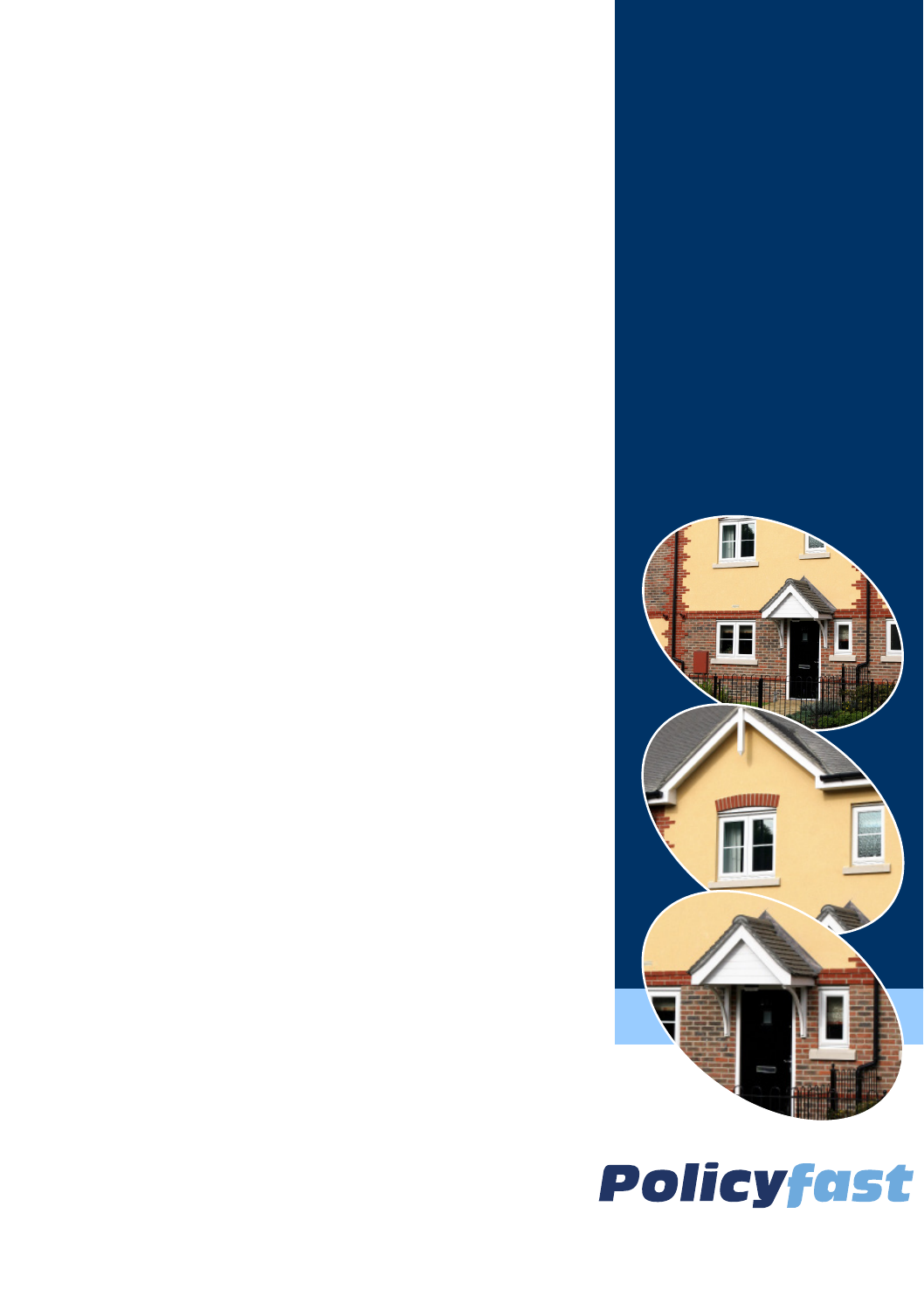Policyfast